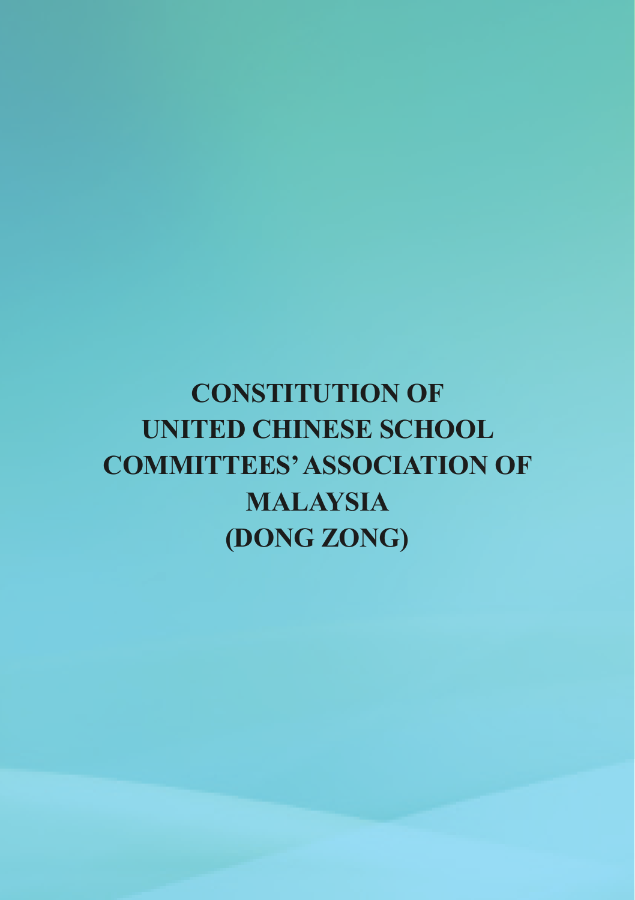# CONSTITUTION OF UNITED CHINESE SCHOOL COMMITTEES' ASSOCIATION OF MALAYSIA (DONG ZONG)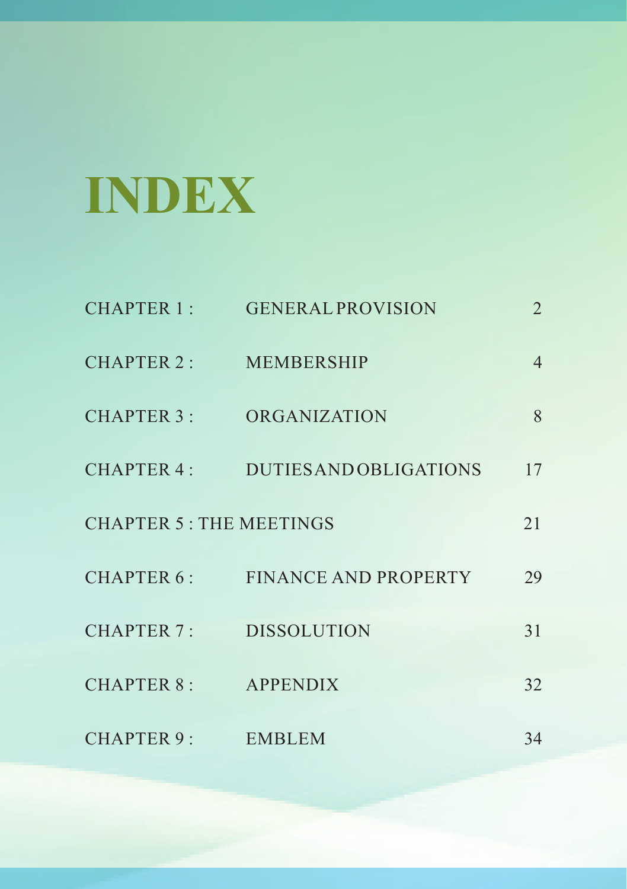# INDEX

| | | |
|---|---|---|
| CHAPTER 1 : | GENERAL PROVISION | 2 |
| CHAPTER 2 : | MEMBERSHIP | 4 |
| CHAPTER 3 : | ORGANIZATION | 8 |
| CHAPTER 4 : | DUTIES AND OBLIGATIONS | 17 |
| CHAPTER 5 : THE MEETINGS | | 21 |
| CHAPTER 6 : | FINANCE AND PROPERTY | 29 |
| CHAPTER 7 : | DISSOLUTION | 31 |
| CHAPTER 8 : | APPENDIX | 32 |
| CHAPTER 9 : | EMBLEM | 34 |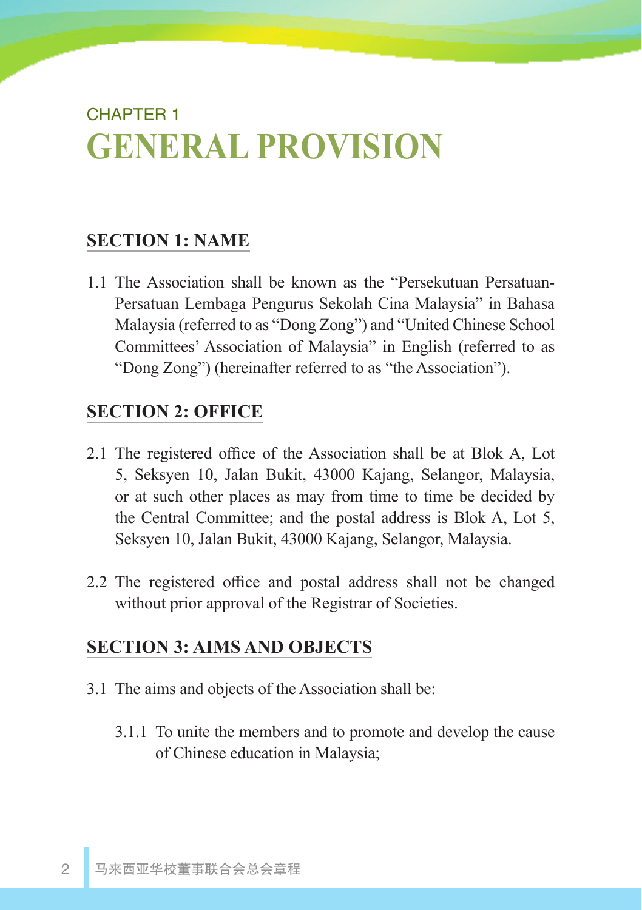CHAPTER 1

# GENERAL PROVISION

## SECTION 1: NAME

1.1 The Association shall be known as the "Persekutuan Persatuan-Persatuan Lembaga Pengurus Sekolah Cina Malaysia" in Bahasa Malaysia (referred to as "Dong Zong") and "United Chinese School Committees' Association of Malaysia" in English (referred to as "Dong Zong") (hereinafter referred to as "the Association").

## SECTION 2: OFFICE

2.1 The registered office of the Association shall be at Blok A, Lot 5, Seksyen 10, Jalan Bukit, 43000 Kajang, Selangor, Malaysia, or at such other places as may from time to time be decided by the Central Committee; and the postal address is Blok A, Lot 5, Seksyen 10, Jalan Bukit, 43000 Kajang, Selangor, Malaysia.

2.2 The registered office and postal address shall not be changed without prior approval of the Registrar of Societies.

## SECTION 3: AIMS AND OBJECTS

3.1 The aims and objects of the Association shall be:

3.1.1 To unite the members and to promote and develop the cause of Chinese education in Malaysia;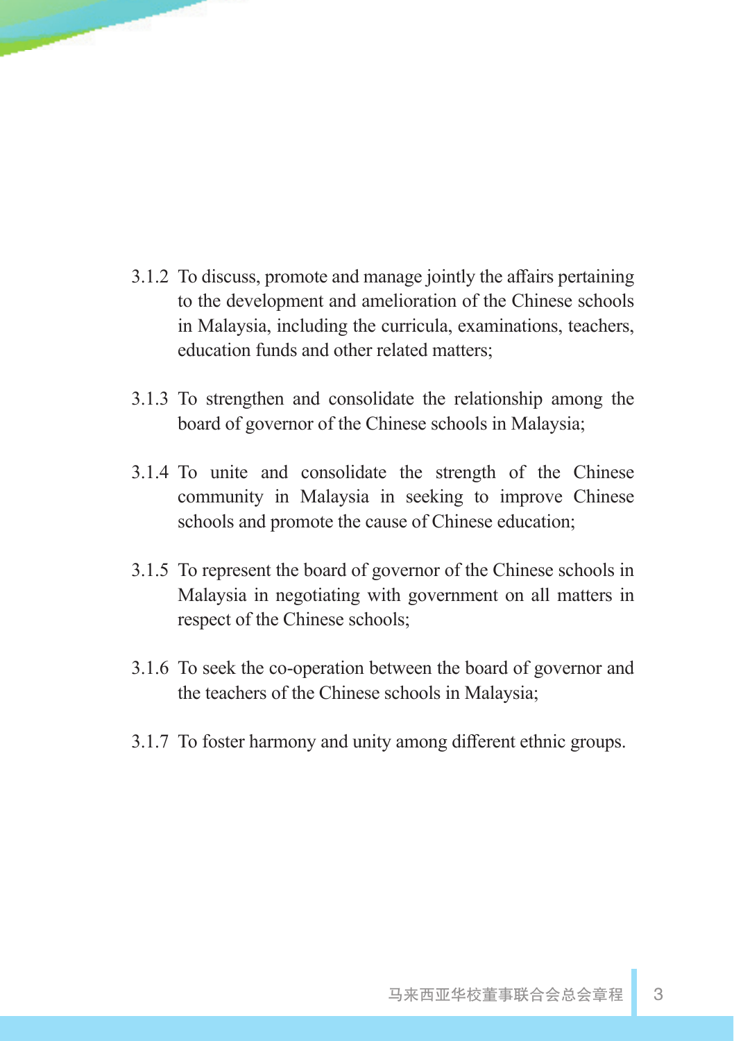3.1.2 To discuss, promote and manage jointly the affairs pertaining to the development and amelioration of the Chinese schools in Malaysia, including the curricula, examinations, teachers, education funds and other related matters;

3.1.3 To strengthen and consolidate the relationship among the board of governor of the Chinese schools in Malaysia;

3.1.4 To unite and consolidate the strength of the Chinese community in Malaysia in seeking to improve Chinese schools and promote the cause of Chinese education;

3.1.5 To represent the board of governor of the Chinese schools in Malaysia in negotiating with government on all matters in respect of the Chinese schools;

3.1.6 To seek the co-operation between the board of governor and the teachers of the Chinese schools in Malaysia;

3.1.7 To foster harmony and unity among different ethnic groups.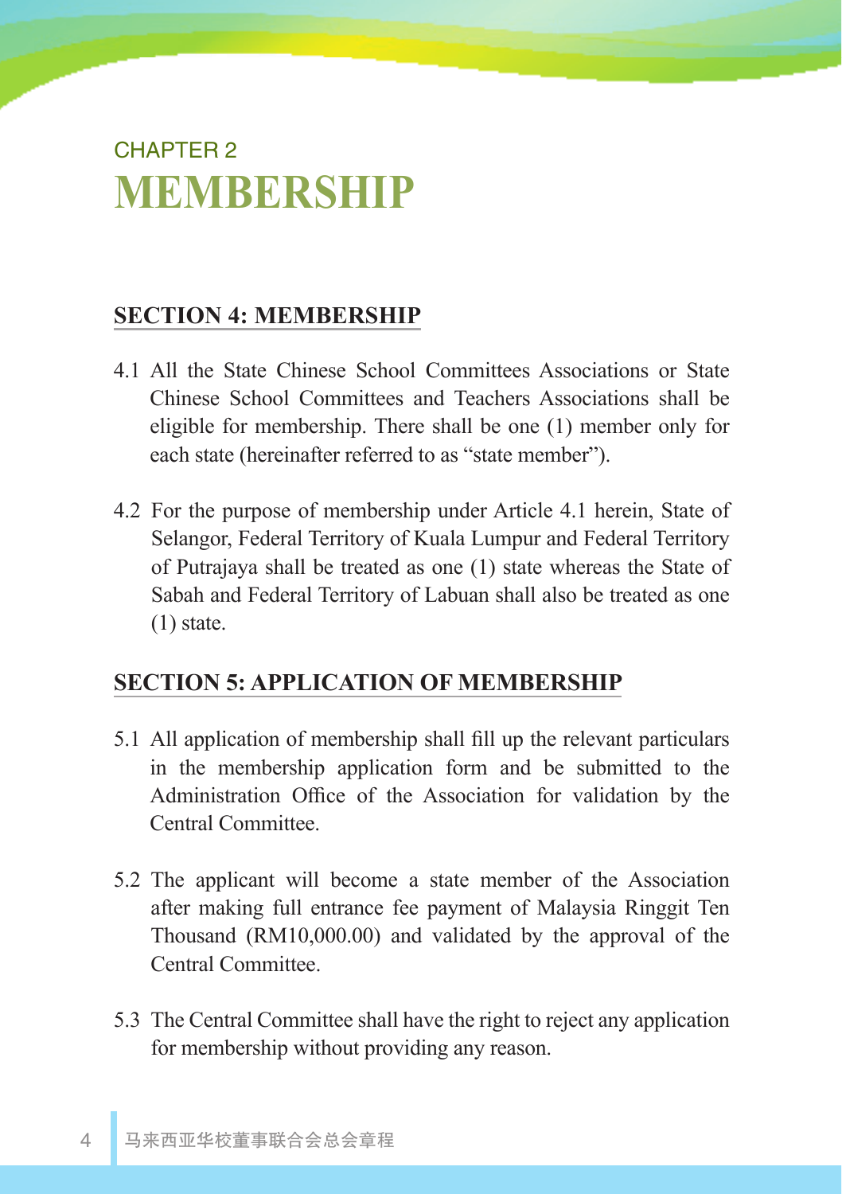# CHAPTER 2
# MEMBERSHIP

## SECTION 4: MEMBERSHIP

4.1 All the State Chinese School Committees Associations or State Chinese School Committees and Teachers Associations shall be eligible for membership. There shall be one (1) member only for each state (hereinafter referred to as "state member").

4.2 For the purpose of membership under Article 4.1 herein, State of Selangor, Federal Territory of Kuala Lumpur and Federal Territory of Putrajaya shall be treated as one (1) state whereas the State of Sabah and Federal Territory of Labuan shall also be treated as one (1) state.

## SECTION 5: APPLICATION OF MEMBERSHIP

5.1 All application of membership shall fill up the relevant particulars in the membership application form and be submitted to the Administration Office of the Association for validation by the Central Committee.

5.2 The applicant will become a state member of the Association after making full entrance fee payment of Malaysia Ringgit Ten Thousand (RM10,000.00) and validated by the approval of the Central Committee.

5.3 The Central Committee shall have the right to reject any application for membership without providing any reason.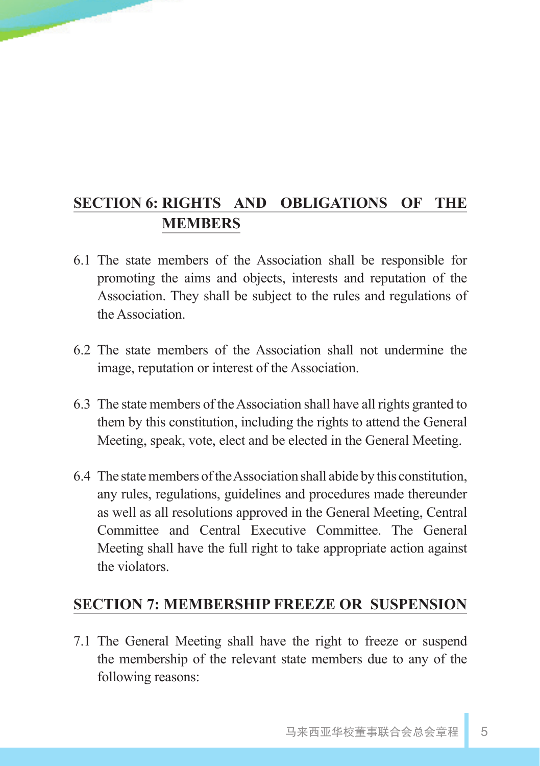## SECTION 6: RIGHTS AND OBLIGATIONS OF THE MEMBERS

6.1 The state members of the Association shall be responsible for promoting the aims and objects, interests and reputation of the Association. They shall be subject to the rules and regulations of the Association.

6.2 The state members of the Association shall not undermine the image, reputation or interest of the Association.

6.3 The state members of the Association shall have all rights granted to them by this constitution, including the rights to attend the General Meeting, speak, vote, elect and be elected in the General Meeting.

6.4 The state members of the Association shall abide by this constitution, any rules, regulations, guidelines and procedures made thereunder as well as all resolutions approved in the General Meeting, Central Committee and Central Executive Committee. The General Meeting shall have the full right to take appropriate action against the violators.

## SECTION 7: MEMBERSHIP FREEZE OR SUSPENSION

7.1 The General Meeting shall have the right to freeze or suspend the membership of the relevant state members due to any of the following reasons: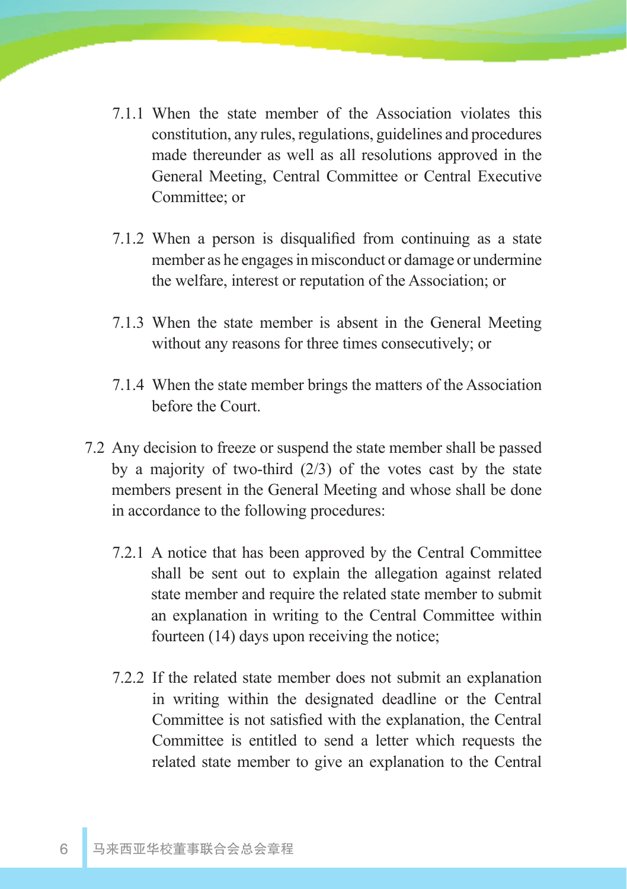7.1.1 When the state member of the Association violates this constitution, any rules, regulations, guidelines and procedures made thereunder as well as all resolutions approved in the General Meeting, Central Committee or Central Executive Committee; or

7.1.2 When a person is disqualified from continuing as a state member as he engages in misconduct or damage or undermine the welfare, interest or reputation of the Association; or

7.1.3 When the state member is absent in the General Meeting without any reasons for three times consecutively; or

7.1.4 When the state member brings the matters of the Association before the Court.

7.2 Any decision to freeze or suspend the state member shall be passed by a majority of two-third (2/3) of the votes cast by the state members present in the General Meeting and whose shall be done in accordance to the following procedures:

7.2.1 A notice that has been approved by the Central Committee shall be sent out to explain the allegation against related state member and require the related state member to submit an explanation in writing to the Central Committee within fourteen (14) days upon receiving the notice;

7.2.2 If the related state member does not submit an explanation in writing within the designated deadline or the Central Committee is not satisfied with the explanation, the Central Committee is entitled to send a letter which requests the related state member to give an explanation to the Central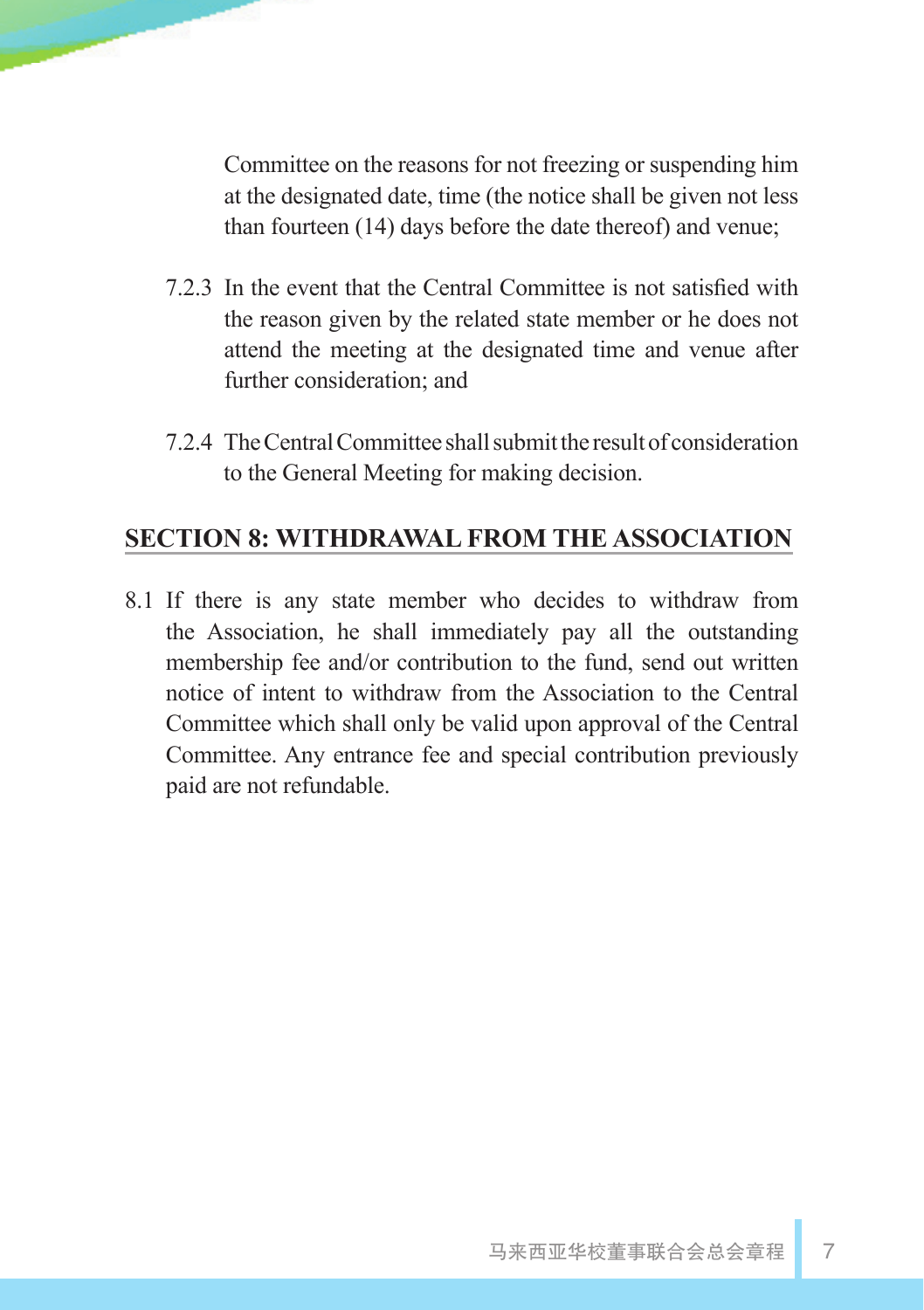Committee on the reasons for not freezing or suspending him at the designated date, time (the notice shall be given not less than fourteen (14) days before the date thereof) and venue;

7.2.3 In the event that the Central Committee is not satisfied with the reason given by the related state member or he does not attend the meeting at the designated time and venue after further consideration; and

7.2.4 The Central Committee shall submit the result of consideration to the General Meeting for making decision.

## SECTION 8: WITHDRAWAL FROM THE ASSOCIATION

8.1 If there is any state member who decides to withdraw from the Association, he shall immediately pay all the outstanding membership fee and/or contribution to the fund, send out written notice of intent to withdraw from the Association to the Central Committee which shall only be valid upon approval of the Central Committee. Any entrance fee and special contribution previously paid are not refundable.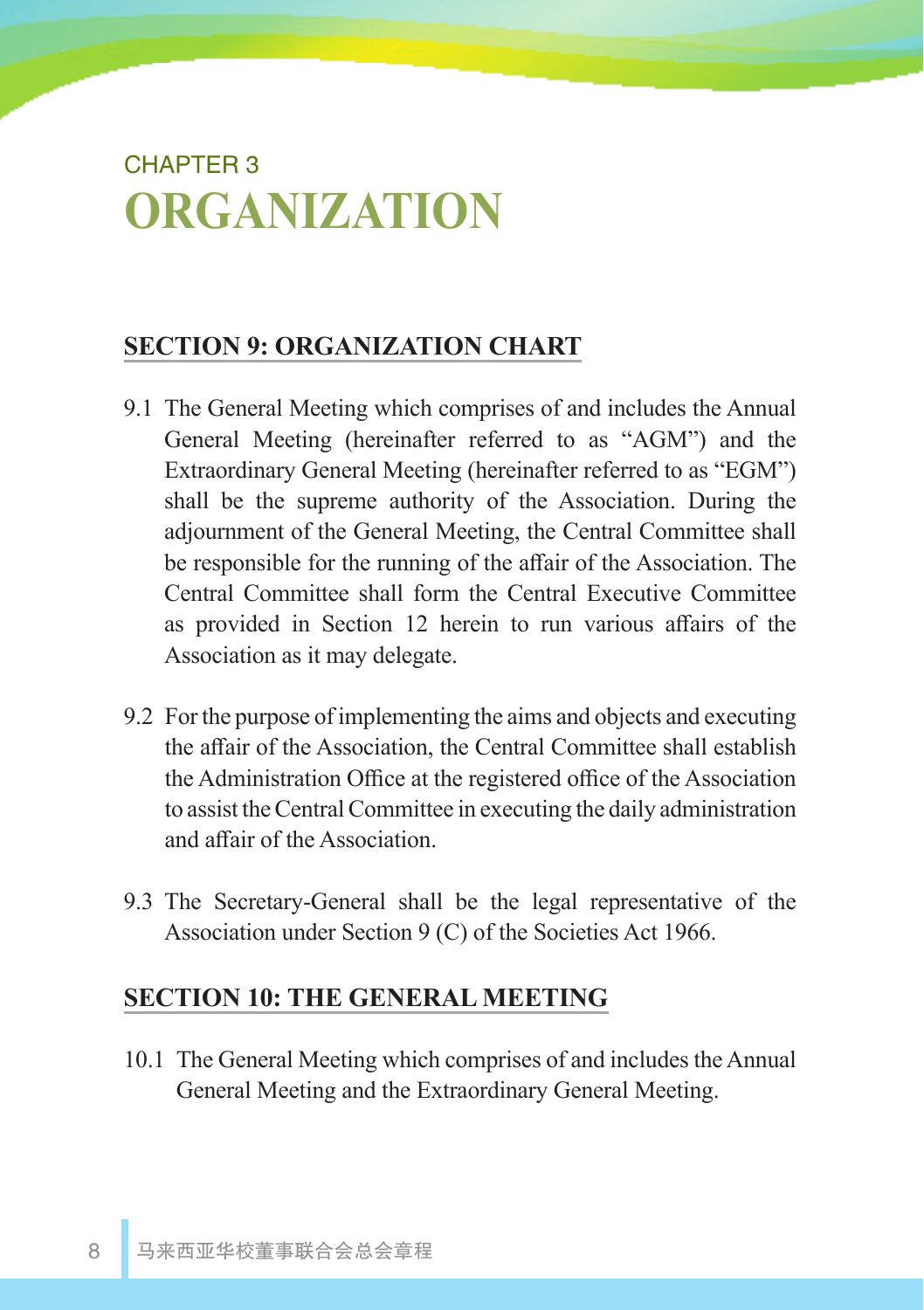CHAPTER 3

# ORGANIZATION

## SECTION 9: ORGANIZATION CHART

9.1 The General Meeting which comprises of and includes the Annual General Meeting (hereinafter referred to as "AGM") and the Extraordinary General Meeting (hereinafter referred to as "EGM") shall be the supreme authority of the Association. During the adjournment of the General Meeting, the Central Committee shall be responsible for the running of the affair of the Association. The Central Committee shall form the Central Executive Committee as provided in Section 12 herein to run various affairs of the Association as it may delegate.

9.2 For the purpose of implementing the aims and objects and executing the affair of the Association, the Central Committee shall establish the Administration Office at the registered office of the Association to assist the Central Committee in executing the daily administration and affair of the Association.

9.3 The Secretary-General shall be the legal representative of the Association under Section 9 (C) of the Societies Act 1966.

## SECTION 10: THE GENERAL MEETING

10.1 The General Meeting which comprises of and includes the Annual General Meeting and the Extraordinary General Meeting.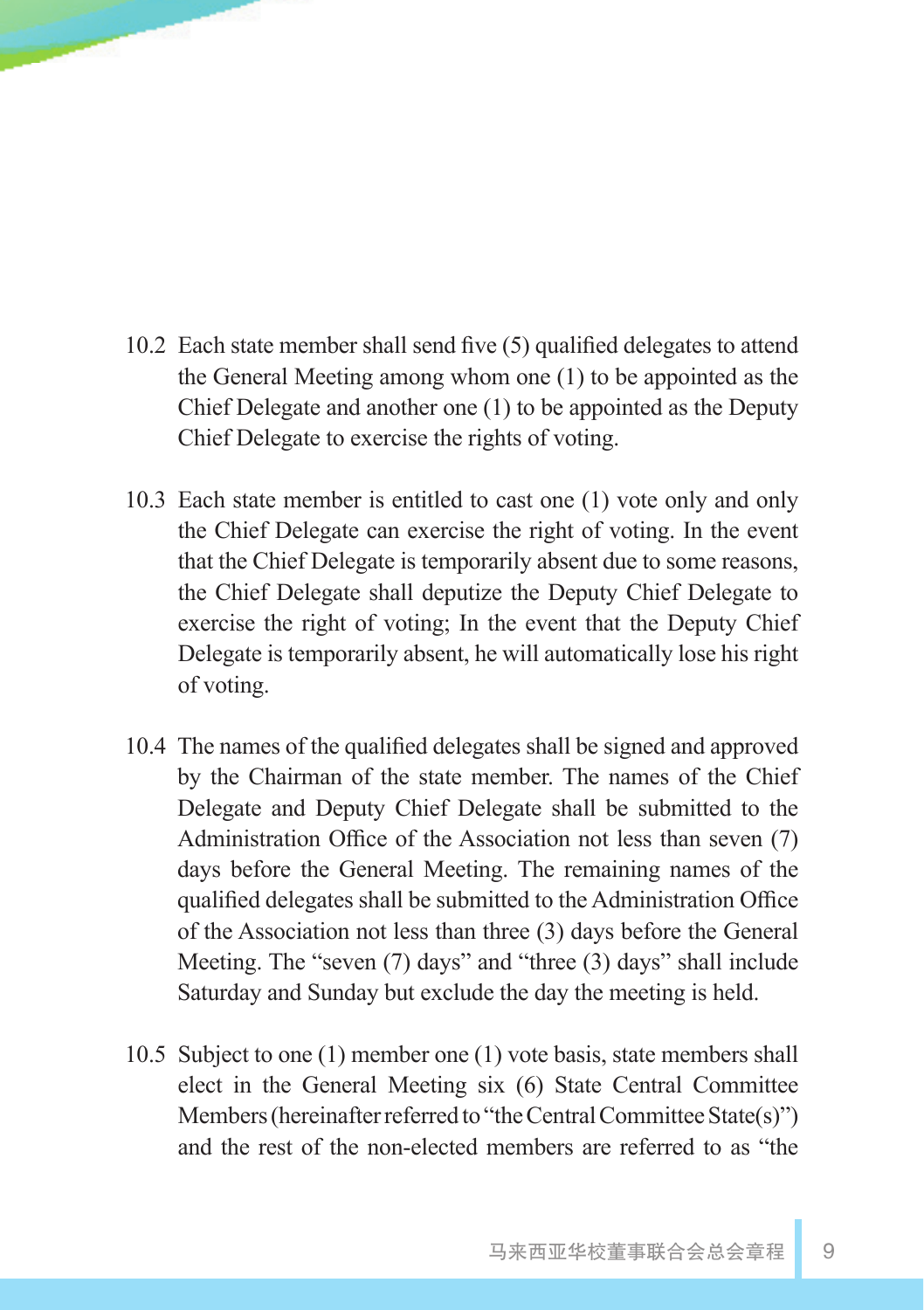10.2 Each state member shall send five (5) qualified delegates to attend the General Meeting among whom one (1) to be appointed as the Chief Delegate and another one (1) to be appointed as the Deputy Chief Delegate to exercise the rights of voting.

10.3 Each state member is entitled to cast one (1) vote only and only the Chief Delegate can exercise the right of voting. In the event that the Chief Delegate is temporarily absent due to some reasons, the Chief Delegate shall deputize the Deputy Chief Delegate to exercise the right of voting; In the event that the Deputy Chief Delegate is temporarily absent, he will automatically lose his right of voting.

10.4 The names of the qualified delegates shall be signed and approved by the Chairman of the state member. The names of the Chief Delegate and Deputy Chief Delegate shall be submitted to the Administration Office of the Association not less than seven (7) days before the General Meeting. The remaining names of the qualified delegates shall be submitted to the Administration Office of the Association not less than three (3) days before the General Meeting. The "seven (7) days" and "three (3) days" shall include Saturday and Sunday but exclude the day the meeting is held.

10.5 Subject to one (1) member one (1) vote basis, state members shall elect in the General Meeting six (6) State Central Committee Members (hereinafter referred to "the Central Committee State(s)") and the rest of the non-elected members are referred to as "the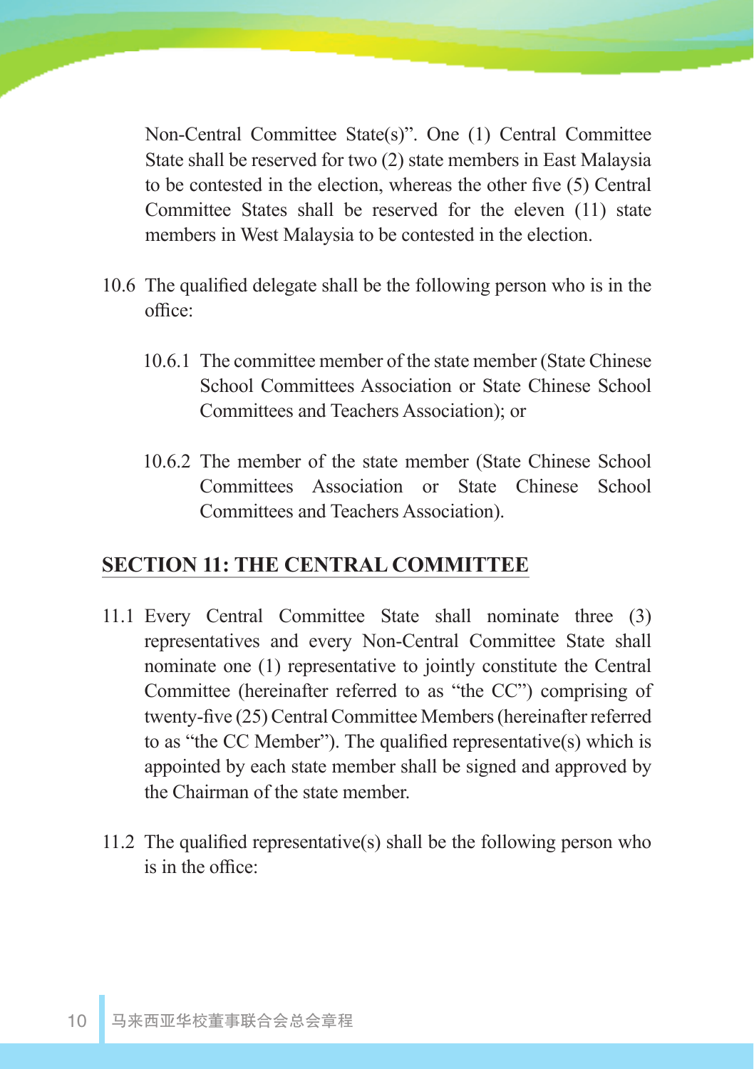Non-Central Committee State(s)". One (1) Central Committee State shall be reserved for two (2) state members in East Malaysia to be contested in the election, whereas the other five (5) Central Committee States shall be reserved for the eleven (11) state members in West Malaysia to be contested in the election.

10.6 The qualified delegate shall be the following person who is in the office:

- 10.6.1 The committee member of the state member (State Chinese School Committees Association or State Chinese School Committees and Teachers Association); or

- 10.6.2 The member of the state member (State Chinese School Committees Association or State Chinese School Committees and Teachers Association).

## SECTION 11: THE CENTRAL COMMITTEE

11.1 Every Central Committee State shall nominate three (3) representatives and every Non-Central Committee State shall nominate one (1) representative to jointly constitute the Central Committee (hereinafter referred to as "the CC") comprising of twenty-five (25) Central Committee Members (hereinafter referred to as "the CC Member"). The qualified representative(s) which is appointed by each state member shall be signed and approved by the Chairman of the state member.

11.2 The qualified representative(s) shall be the following person who is in the office: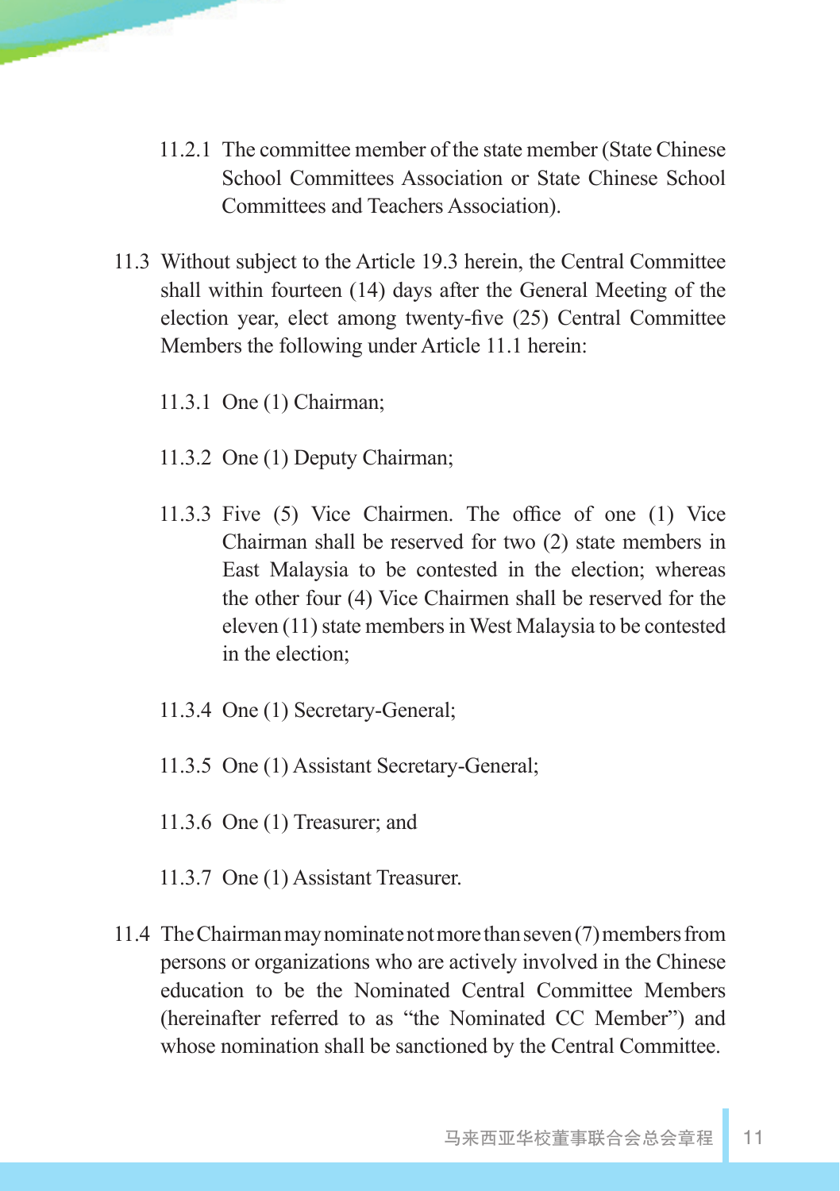11.2.1 The committee member of the state member (State Chinese School Committees Association or State Chinese School Committees and Teachers Association).

11.3 Without subject to the Article 19.3 herein, the Central Committee shall within fourteen (14) days after the General Meeting of the election year, elect among twenty-five (25) Central Committee Members the following under Article 11.1 herein:

11.3.1 One (1) Chairman;

11.3.2 One (1) Deputy Chairman;

11.3.3 Five (5) Vice Chairmen. The office of one (1) Vice Chairman shall be reserved for two (2) state members in East Malaysia to be contested in the election; whereas the other four (4) Vice Chairmen shall be reserved for the eleven (11) state members in West Malaysia to be contested in the election;

11.3.4 One (1) Secretary-General;

11.3.5 One (1) Assistant Secretary-General;

11.3.6 One (1) Treasurer; and

11.3.7 One (1) Assistant Treasurer.

11.4 The Chairman may nominate not more than seven (7) members from persons or organizations who are actively involved in the Chinese education to be the Nominated Central Committee Members (hereinafter referred to as "the Nominated CC Member") and whose nomination shall be sanctioned by the Central Committee.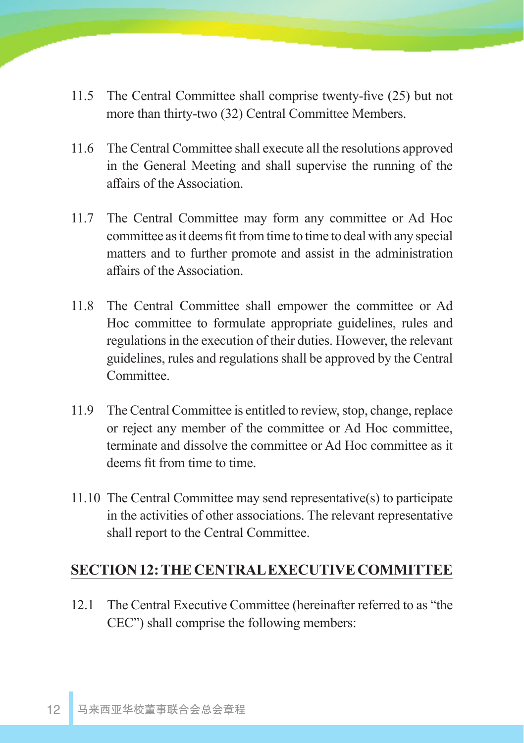11.5 The Central Committee shall comprise twenty-five (25) but not more than thirty-two (32) Central Committee Members.

11.6 The Central Committee shall execute all the resolutions approved in the General Meeting and shall supervise the running of the affairs of the Association.

11.7 The Central Committee may form any committee or Ad Hoc committee as it deems fit from time to time to deal with any special matters and to further promote and assist in the administration affairs of the Association.

11.8 The Central Committee shall empower the committee or Ad Hoc committee to formulate appropriate guidelines, rules and regulations in the execution of their duties. However, the relevant guidelines, rules and regulations shall be approved by the Central Committee.

11.9 The Central Committee is entitled to review, stop, change, replace or reject any member of the committee or Ad Hoc committee, terminate and dissolve the committee or Ad Hoc committee as it deems fit from time to time.

11.10 The Central Committee may send representative(s) to participate in the activities of other associations. The relevant representative shall report to the Central Committee.

## SECTION 12: THE CENTRAL EXECUTIVE COMMITTEE

12.1 The Central Executive Committee (hereinafter referred to as "the CEC") shall comprise the following members: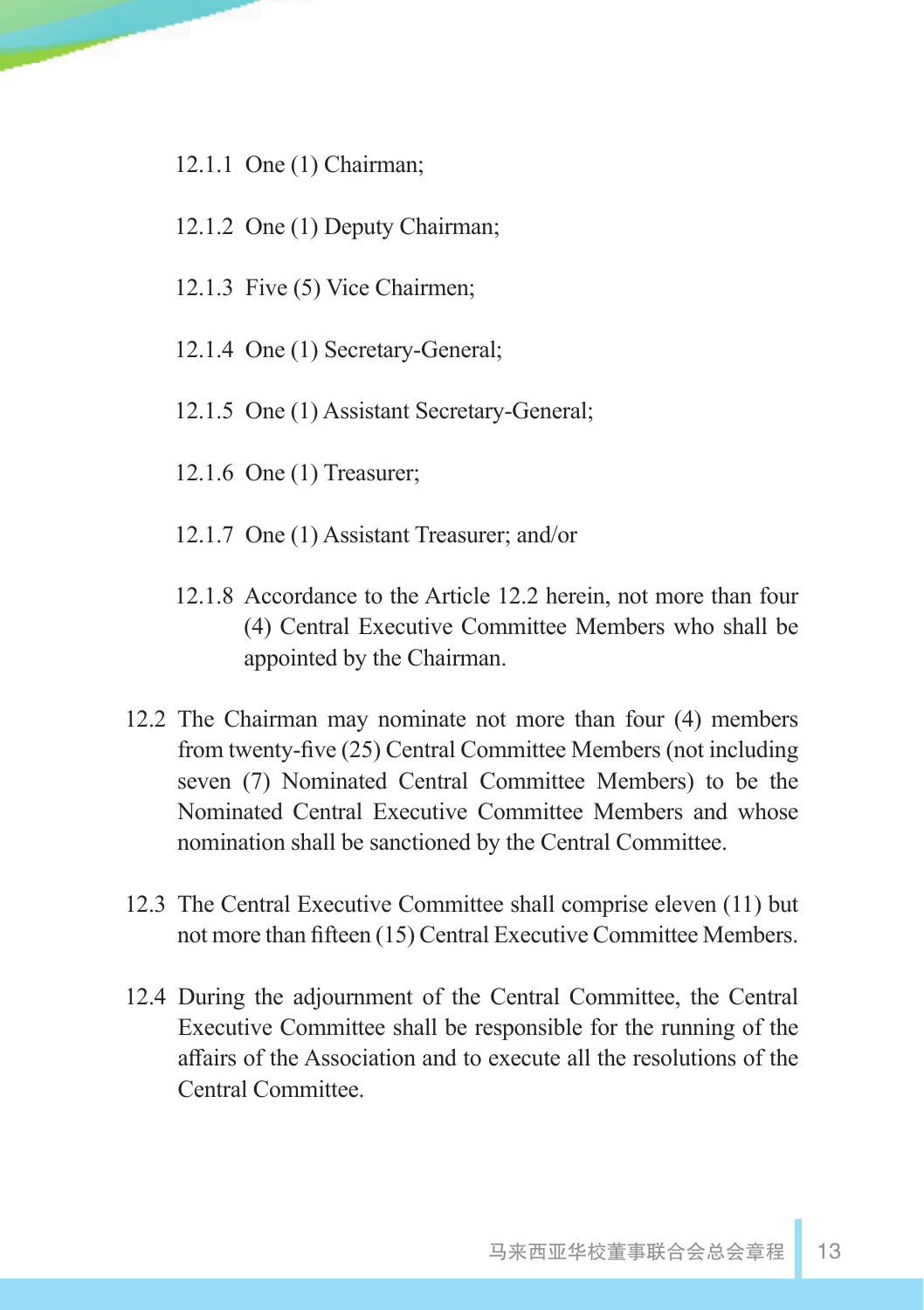12.1.1 One (1) Chairman;

12.1.2 One (1) Deputy Chairman;

12.1.3 Five (5) Vice Chairmen;

12.1.4 One (1) Secretary-General;

12.1.5 One (1) Assistant Secretary-General;

12.1.6 One (1) Treasurer;

12.1.7 One (1) Assistant Treasurer; and/or

12.1.8 Accordance to the Article 12.2 herein, not more than four (4) Central Executive Committee Members who shall be appointed by the Chairman.

12.2 The Chairman may nominate not more than four (4) members from twenty-five (25) Central Committee Members (not including seven (7) Nominated Central Committee Members) to be the Nominated Central Executive Committee Members and whose nomination shall be sanctioned by the Central Committee.

12.3 The Central Executive Committee shall comprise eleven (11) but not more than fifteen (15) Central Executive Committee Members.

12.4 During the adjournment of the Central Committee, the Central Executive Committee shall be responsible for the running of the affairs of the Association and to execute all the resolutions of the Central Committee.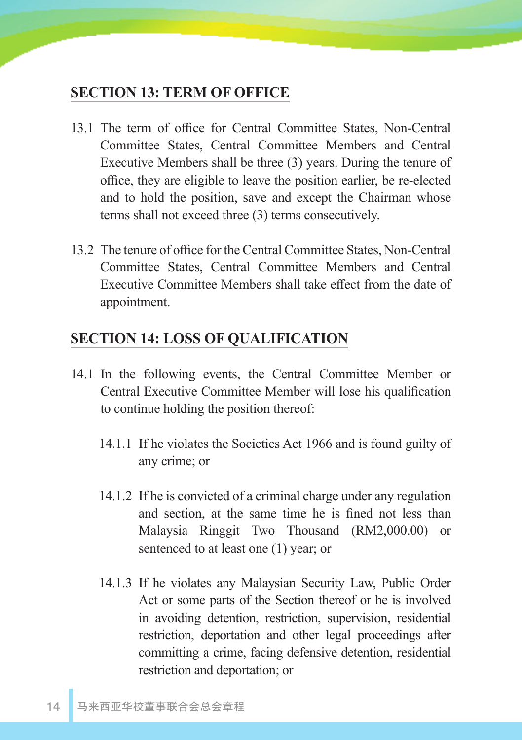## SECTION 13: TERM OF OFFICE

13.1 The term of office for Central Committee States, Non-Central Committee States, Central Committee Members and Central Executive Members shall be three (3) years. During the tenure of office, they are eligible to leave the position earlier, be re-elected and to hold the position, save and except the Chairman whose terms shall not exceed three (3) terms consecutively.

13.2 The tenure of office for the Central Committee States, Non-Central Committee States, Central Committee Members and Central Executive Committee Members shall take effect from the date of appointment.

## SECTION 14: LOSS OF QUALIFICATION

14.1 In the following events, the Central Committee Member or Central Executive Committee Member will lose his qualification to continue holding the position thereof:

14.1.1 If he violates the Societies Act 1966 and is found guilty of any crime; or

14.1.2 If he is convicted of a criminal charge under any regulation and section, at the same time he is fined not less than Malaysia Ringgit Two Thousand (RM2,000.00) or sentenced to at least one (1) year; or

14.1.3 If he violates any Malaysian Security Law, Public Order Act or some parts of the Section thereof or he is involved in avoiding detention, restriction, supervision, residential restriction, deportation and other legal proceedings after committing a crime, facing defensive detention, residential restriction and deportation; or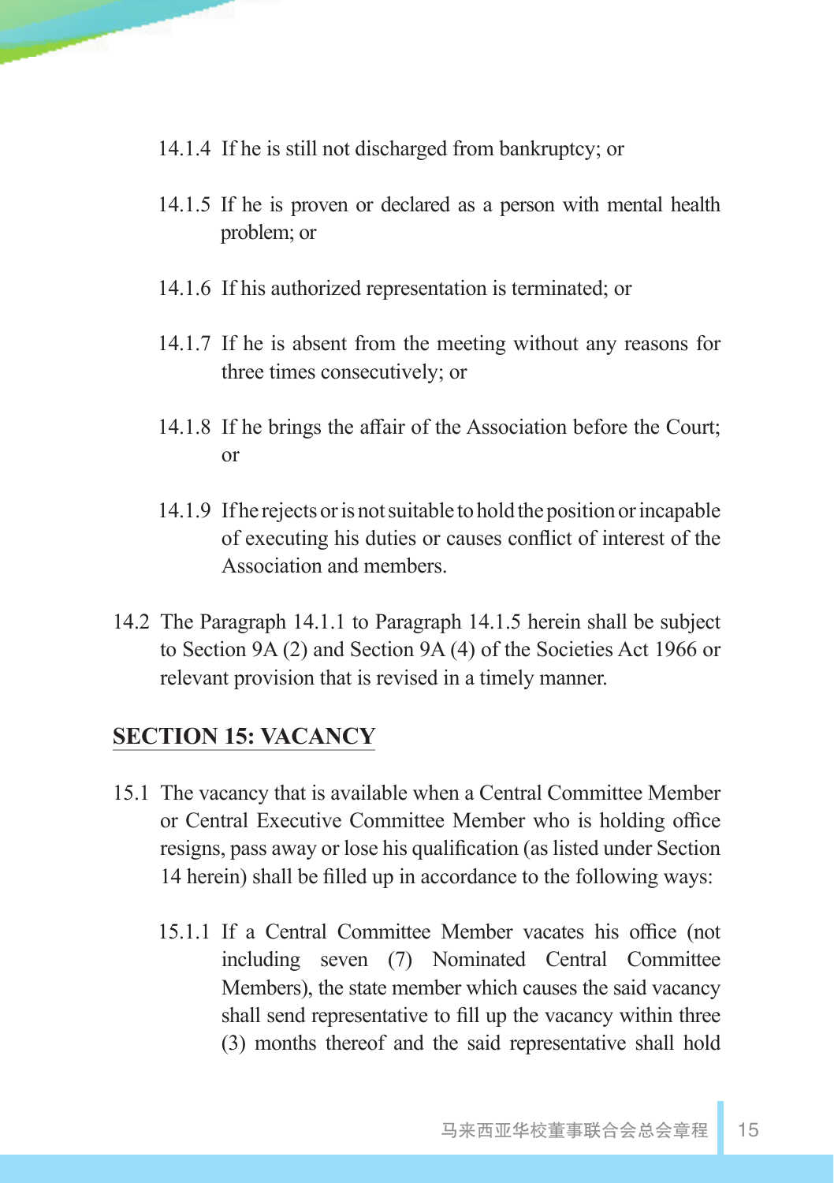14.1.4 If he is still not discharged from bankruptcy; or

14.1.5 If he is proven or declared as a person with mental health problem; or

14.1.6 If his authorized representation is terminated; or

14.1.7 If he is absent from the meeting without any reasons for three times consecutively; or

14.1.8 If he brings the affair of the Association before the Court; or

14.1.9 If he rejects or is not suitable to hold the position or incapable of executing his duties or causes conflict of interest of the Association and members.

14.2 The Paragraph 14.1.1 to Paragraph 14.1.5 herein shall be subject to Section 9A (2) and Section 9A (4) of the Societies Act 1966 or relevant provision that is revised in a timely manner.

## SECTION 15: VACANCY

15.1 The vacancy that is available when a Central Committee Member or Central Executive Committee Member who is holding office resigns, pass away or lose his qualification (as listed under Section 14 herein) shall be filled up in accordance to the following ways:

15.1.1 If a Central Committee Member vacates his office (not including seven (7) Nominated Central Committee Members), the state member which causes the said vacancy shall send representative to fill up the vacancy within three (3) months thereof and the said representative shall hold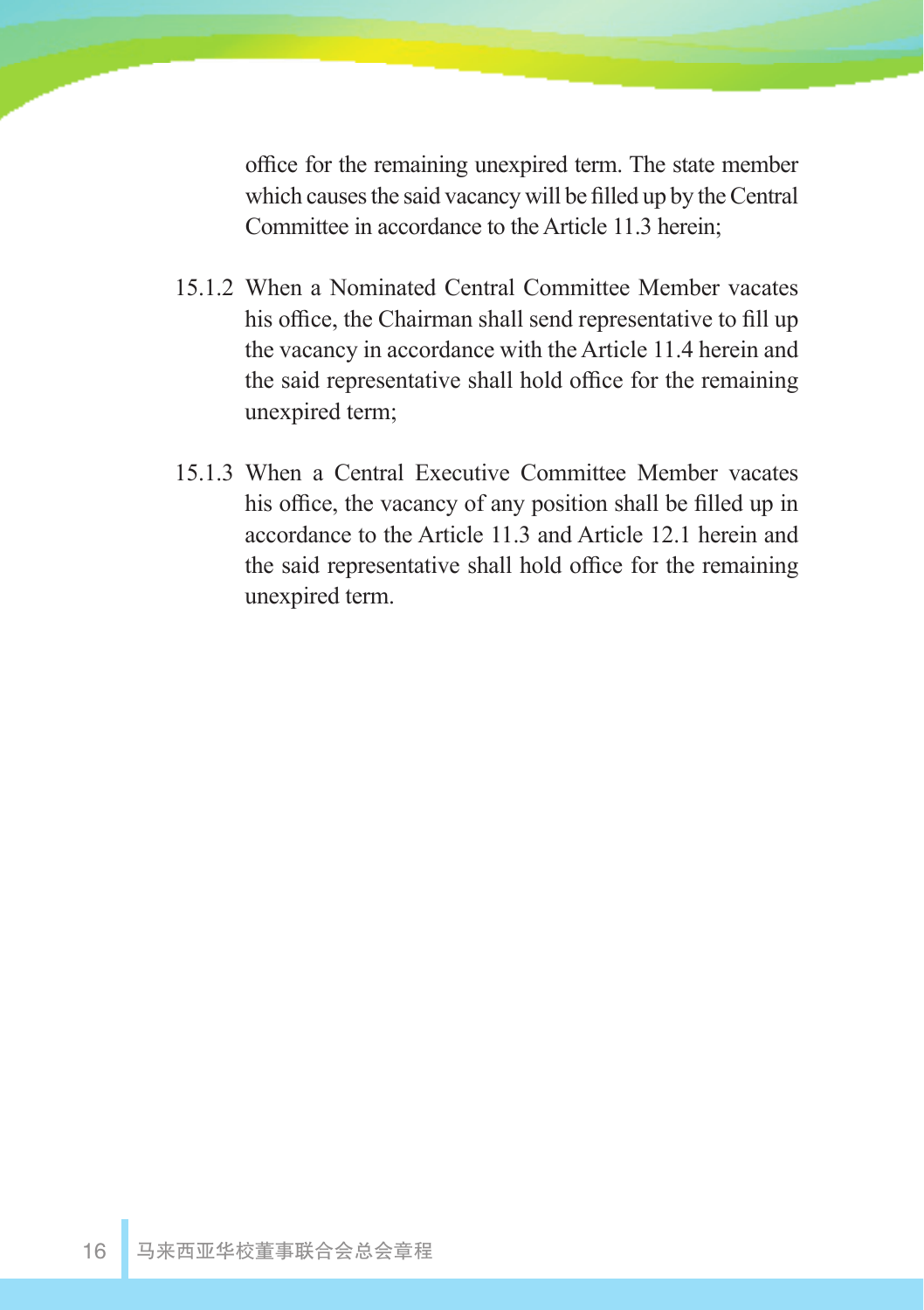office for the remaining unexpired term. The state member which causes the said vacancy will be filled up by the Central Committee in accordance to the Article 11.3 herein;

15.1.2 When a Nominated Central Committee Member vacates his office, the Chairman shall send representative to fill up the vacancy in accordance with the Article 11.4 herein and the said representative shall hold office for the remaining unexpired term;

15.1.3 When a Central Executive Committee Member vacates his office, the vacancy of any position shall be filled up in accordance to the Article 11.3 and Article 12.1 herein and the said representative shall hold office for the remaining unexpired term.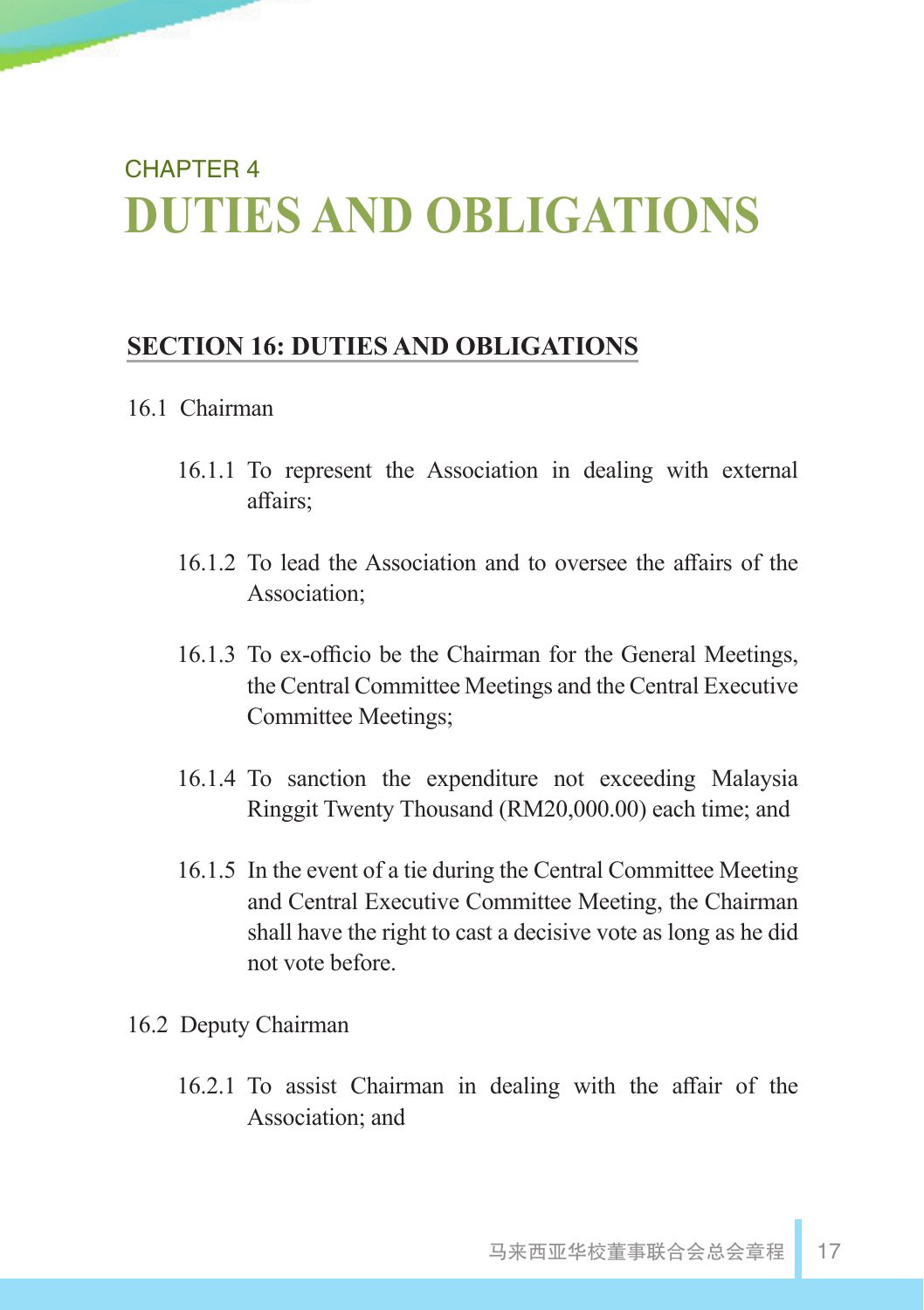CHAPTER 4

# DUTIES AND OBLIGATIONS

## SECTION 16: DUTIES AND OBLIGATIONS

16.1 Chairman

16.1.1 To represent the Association in dealing with external affairs;

16.1.2 To lead the Association and to oversee the affairs of the Association;

16.1.3 To ex-officio be the Chairman for the General Meetings, the Central Committee Meetings and the Central Executive Committee Meetings;

16.1.4 To sanction the expenditure not exceeding Malaysia Ringgit Twenty Thousand (RM20,000.00) each time; and

16.1.5 In the event of a tie during the Central Committee Meeting and Central Executive Committee Meeting, the Chairman shall have the right to cast a decisive vote as long as he did not vote before.

16.2 Deputy Chairman

16.2.1 To assist Chairman in dealing with the affair of the Association; and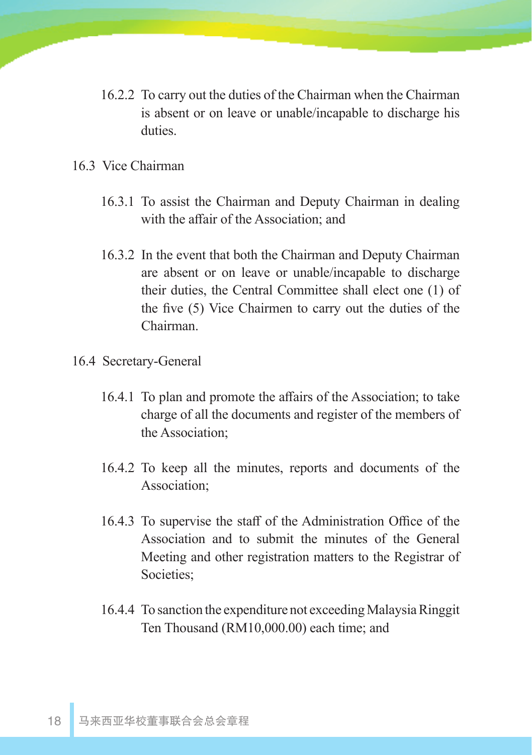16.2.2 To carry out the duties of the Chairman when the Chairman is absent or on leave or unable/incapable to discharge his duties.

16.3 Vice Chairman

16.3.1 To assist the Chairman and Deputy Chairman in dealing with the affair of the Association; and

16.3.2 In the event that both the Chairman and Deputy Chairman are absent or on leave or unable/incapable to discharge their duties, the Central Committee shall elect one (1) of the five (5) Vice Chairmen to carry out the duties of the Chairman.

16.4 Secretary-General

16.4.1 To plan and promote the affairs of the Association; to take charge of all the documents and register of the members of the Association;

16.4.2 To keep all the minutes, reports and documents of the Association;

16.4.3 To supervise the staff of the Administration Office of the Association and to submit the minutes of the General Meeting and other registration matters to the Registrar of Societies;

16.4.4 To sanction the expenditure not exceeding Malaysia Ringgit Ten Thousand (RM10,000.00) each time; and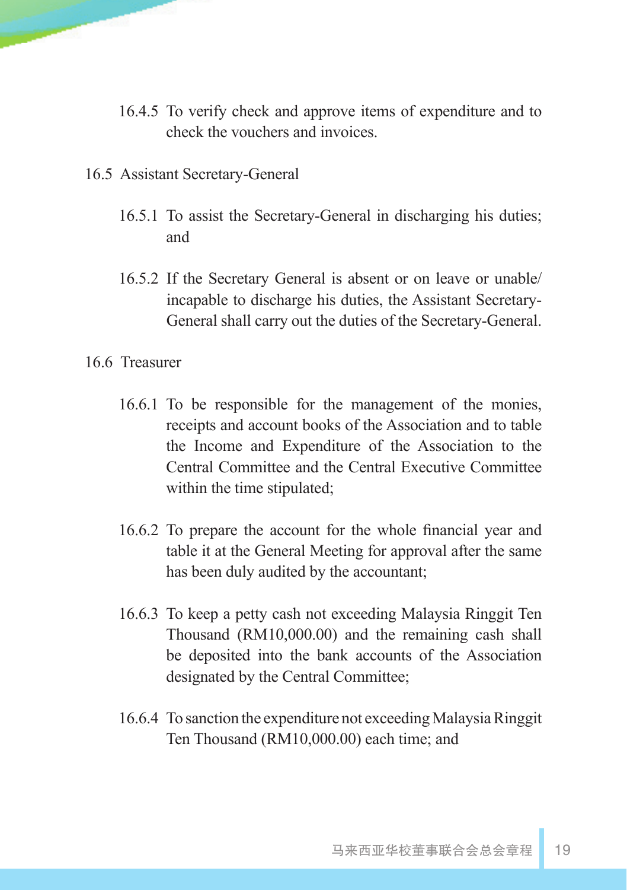16.4.5 To verify check and approve items of expenditure and to check the vouchers and invoices.

16.5 Assistant Secretary-General

16.5.1 To assist the Secretary-General in discharging his duties; and

16.5.2 If the Secretary General is absent or on leave or unable/ incapable to discharge his duties, the Assistant Secretary-General shall carry out the duties of the Secretary-General.

16.6 Treasurer

16.6.1 To be responsible for the management of the monies, receipts and account books of the Association and to table the Income and Expenditure of the Association to the Central Committee and the Central Executive Committee within the time stipulated;

16.6.2 To prepare the account for the whole financial year and table it at the General Meeting for approval after the same has been duly audited by the accountant;

16.6.3 To keep a petty cash not exceeding Malaysia Ringgit Ten Thousand (RM10,000.00) and the remaining cash shall be deposited into the bank accounts of the Association designated by the Central Committee;

16.6.4 To sanction the expenditure not exceeding Malaysia Ringgit Ten Thousand (RM10,000.00) each time; and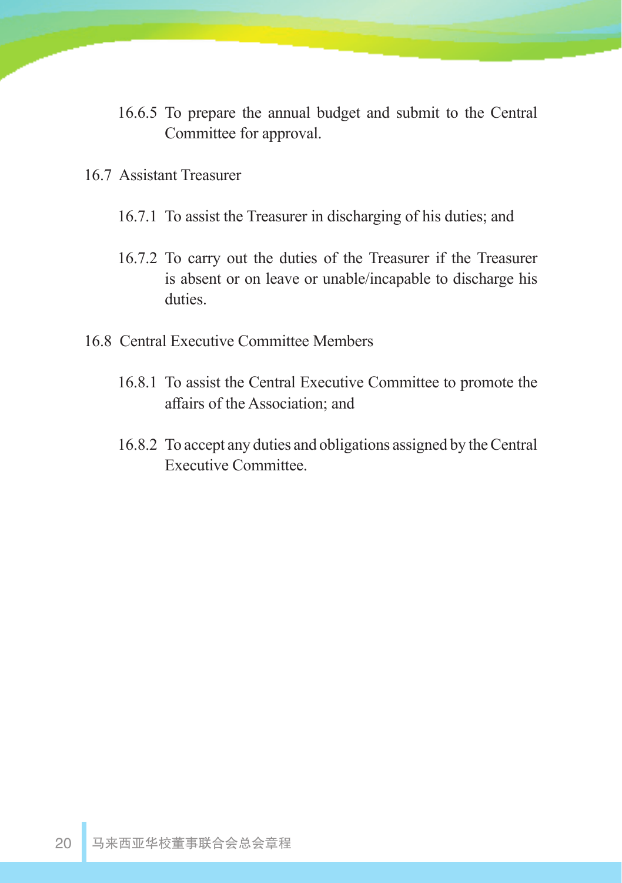16.6.5 To prepare the annual budget and submit to the Central Committee for approval.

16.7 Assistant Treasurer

16.7.1 To assist the Treasurer in discharging of his duties; and

16.7.2 To carry out the duties of the Treasurer if the Treasurer is absent or on leave or unable/incapable to discharge his duties.

16.8 Central Executive Committee Members

16.8.1 To assist the Central Executive Committee to promote the affairs of the Association; and

16.8.2 To accept any duties and obligations assigned by the Central Executive Committee.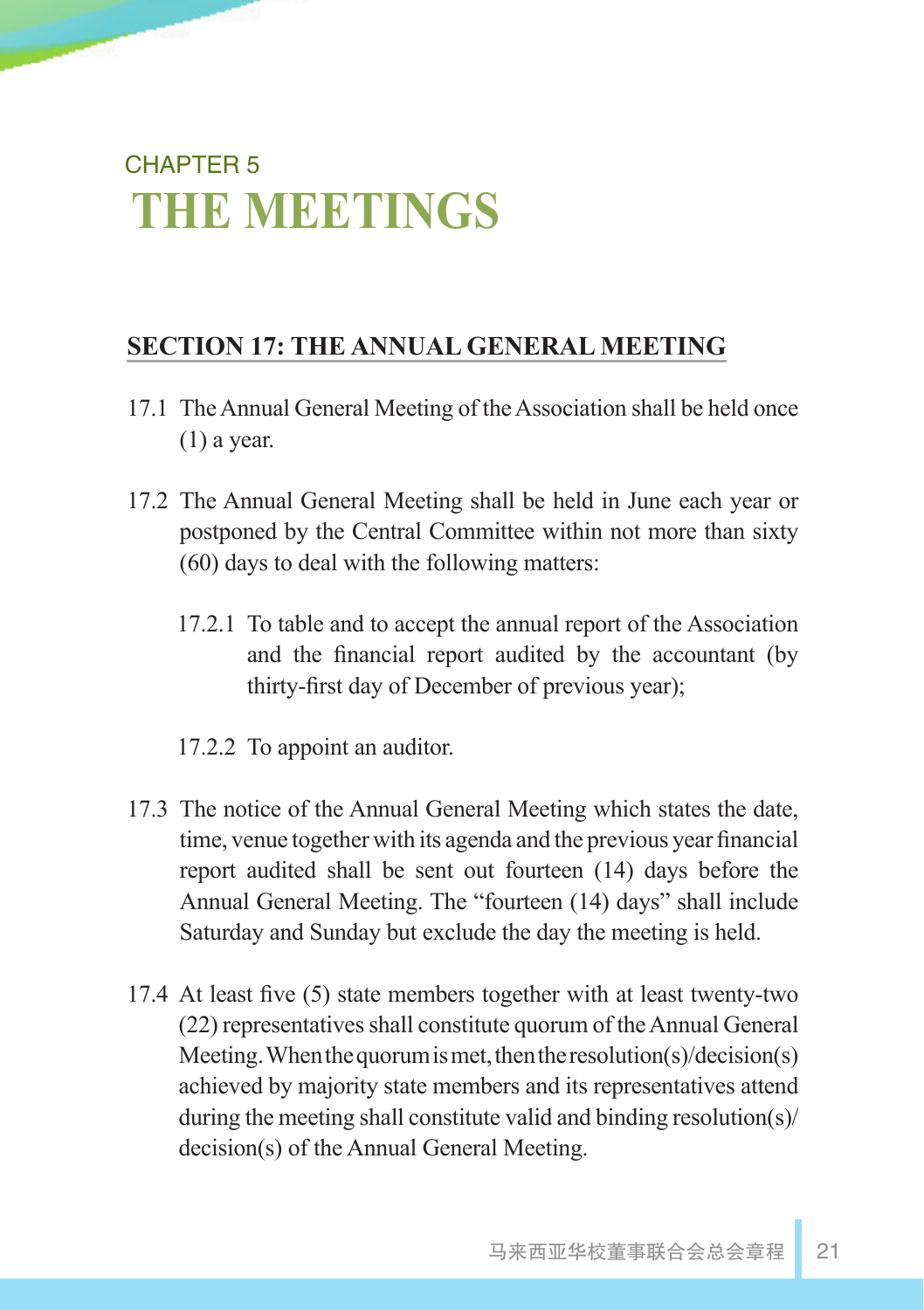CHAPTER 5

# THE MEETINGS

## SECTION 17: THE ANNUAL GENERAL MEETING

17.1 The Annual General Meeting of the Association shall be held once (1) a year.

17.2 The Annual General Meeting shall be held in June each year or postponed by the Central Committee within not more than sixty (60) days to deal with the following matters:

17.2.1 To table and to accept the annual report of the Association and the financial report audited by the accountant (by thirty-first day of December of previous year);

17.2.2 To appoint an auditor.

17.3 The notice of the Annual General Meeting which states the date, time, venue together with its agenda and the previous year financial report audited shall be sent out fourteen (14) days before the Annual General Meeting. The "fourteen (14) days" shall include Saturday and Sunday but exclude the day the meeting is held.

17.4 At least five (5) state members together with at least twenty-two (22) representatives shall constitute quorum of the Annual General Meeting. When the quorum is met, then the resolution(s)/decision(s) achieved by majority state members and its representatives attend during the meeting shall constitute valid and binding resolution(s)/ decision(s) of the Annual General Meeting.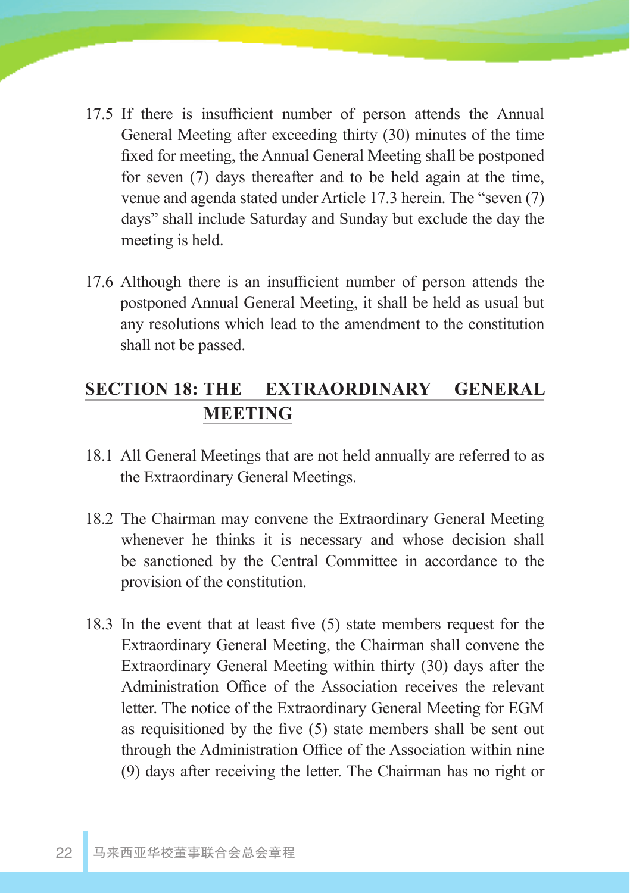17.5 If there is insufficient number of person attends the Annual General Meeting after exceeding thirty (30) minutes of the time fixed for meeting, the Annual General Meeting shall be postponed for seven (7) days thereafter and to be held again at the time, venue and agenda stated under Article 17.3 herein. The "seven (7) days" shall include Saturday and Sunday but exclude the day the meeting is held.

17.6 Although there is an insufficient number of person attends the postponed Annual General Meeting, it shall be held as usual but any resolutions which lead to the amendment to the constitution shall not be passed.

## SECTION 18: THE EXTRAORDINARY GENERAL MEETING

18.1 All General Meetings that are not held annually are referred to as the Extraordinary General Meetings.

18.2 The Chairman may convene the Extraordinary General Meeting whenever he thinks it is necessary and whose decision shall be sanctioned by the Central Committee in accordance to the provision of the constitution.

18.3 In the event that at least five (5) state members request for the Extraordinary General Meeting, the Chairman shall convene the Extraordinary General Meeting within thirty (30) days after the Administration Office of the Association receives the relevant letter. The notice of the Extraordinary General Meeting for EGM as requisitioned by the five (5) state members shall be sent out through the Administration Office of the Association within nine (9) days after receiving the letter. The Chairman has no right or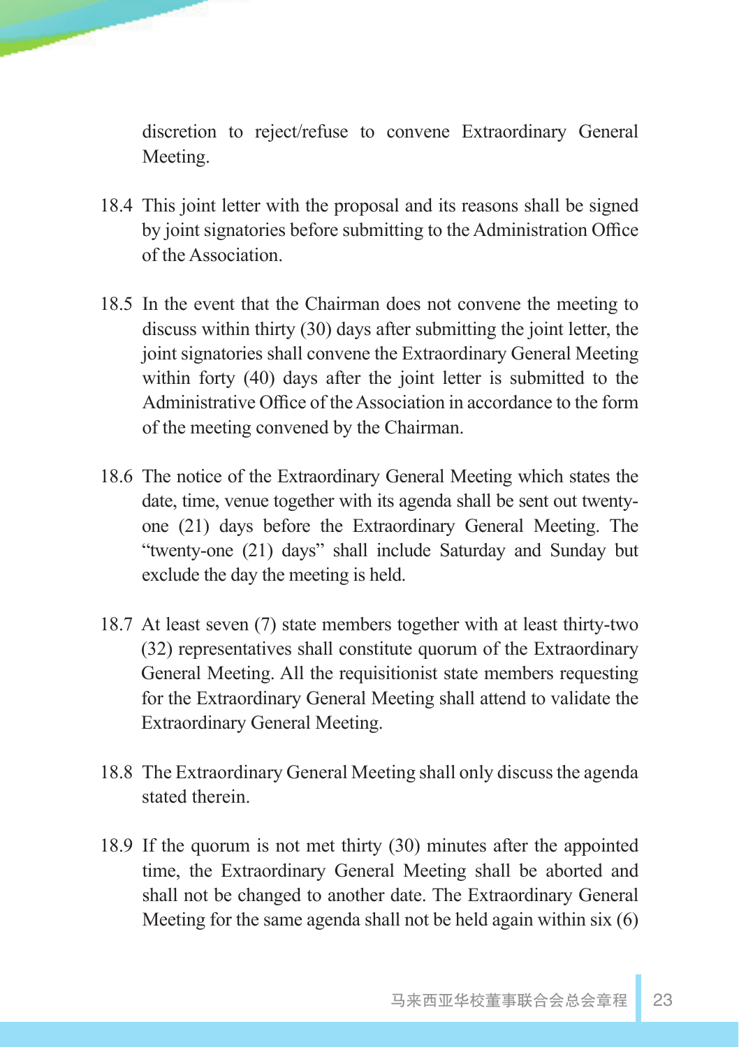discretion to reject/refuse to convene Extraordinary General Meeting.

18.4 This joint letter with the proposal and its reasons shall be signed by joint signatories before submitting to the Administration Office of the Association.

18.5 In the event that the Chairman does not convene the meeting to discuss within thirty (30) days after submitting the joint letter, the joint signatories shall convene the Extraordinary General Meeting within forty (40) days after the joint letter is submitted to the Administrative Office of the Association in accordance to the form of the meeting convened by the Chairman.

18.6 The notice of the Extraordinary General Meeting which states the date, time, venue together with its agenda shall be sent out twenty-one (21) days before the Extraordinary General Meeting. The "twenty-one (21) days" shall include Saturday and Sunday but exclude the day the meeting is held.

18.7 At least seven (7) state members together with at least thirty-two (32) representatives shall constitute quorum of the Extraordinary General Meeting. All the requisitionist state members requesting for the Extraordinary General Meeting shall attend to validate the Extraordinary General Meeting.

18.8 The Extraordinary General Meeting shall only discuss the agenda stated therein.

18.9 If the quorum is not met thirty (30) minutes after the appointed time, the Extraordinary General Meeting shall be aborted and shall not be changed to another date. The Extraordinary General Meeting for the same agenda shall not be held again within six (6)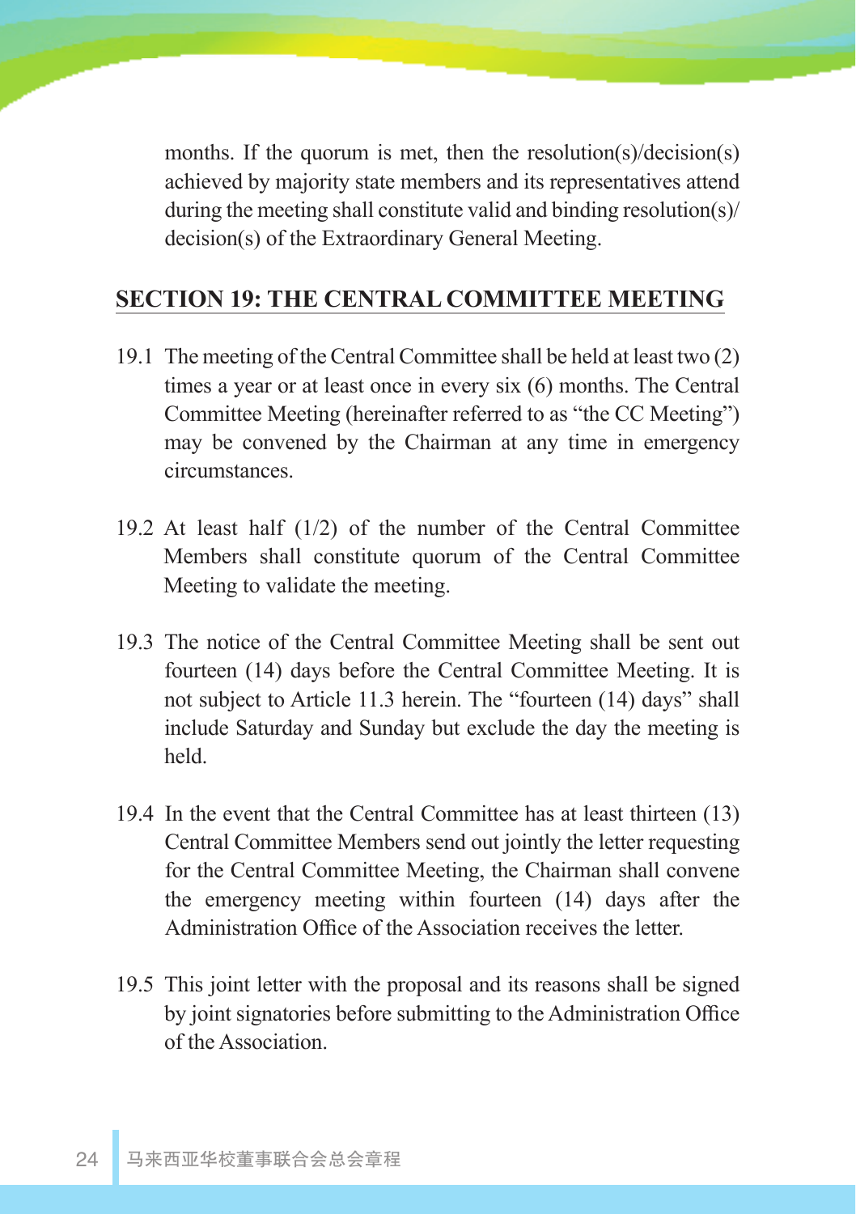months. If the quorum is met, then the resolution(s)/decision(s) achieved by majority state members and its representatives attend during the meeting shall constitute valid and binding resolution(s)/decision(s) of the Extraordinary General Meeting.

## SECTION 19: THE CENTRAL COMMITTEE MEETING

19.1 The meeting of the Central Committee shall be held at least two (2) times a year or at least once in every six (6) months. The Central Committee Meeting (hereinafter referred to as "the CC Meeting") may be convened by the Chairman at any time in emergency circumstances.

19.2 At least half (1/2) of the number of the Central Committee Members shall constitute quorum of the Central Committee Meeting to validate the meeting.

19.3 The notice of the Central Committee Meeting shall be sent out fourteen (14) days before the Central Committee Meeting. It is not subject to Article 11.3 herein. The "fourteen (14) days" shall include Saturday and Sunday but exclude the day the meeting is held.

19.4 In the event that the Central Committee has at least thirteen (13) Central Committee Members send out jointly the letter requesting for the Central Committee Meeting, the Chairman shall convene the emergency meeting within fourteen (14) days after the Administration Office of the Association receives the letter.

19.5 This joint letter with the proposal and its reasons shall be signed by joint signatories before submitting to the Administration Office of the Association.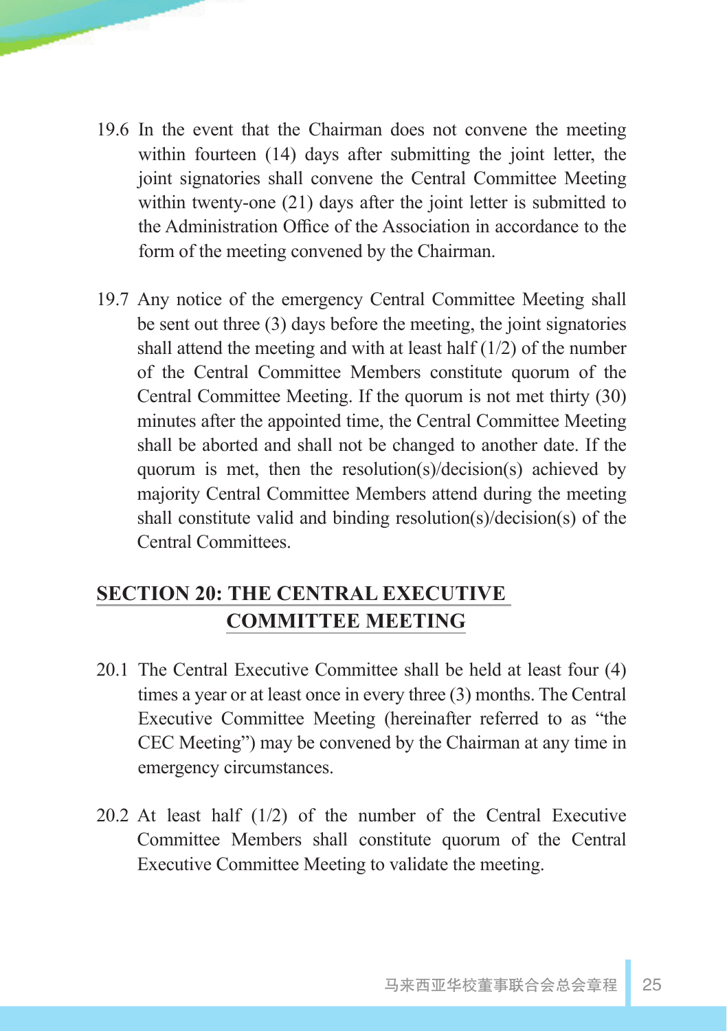19.6 In the event that the Chairman does not convene the meeting within fourteen (14) days after submitting the joint letter, the joint signatories shall convene the Central Committee Meeting within twenty-one (21) days after the joint letter is submitted to the Administration Office of the Association in accordance to the form of the meeting convened by the Chairman.

19.7 Any notice of the emergency Central Committee Meeting shall be sent out three (3) days before the meeting, the joint signatories shall attend the meeting and with at least half (1/2) of the number of the Central Committee Members constitute quorum of the Central Committee Meeting. If the quorum is not met thirty (30) minutes after the appointed time, the Central Committee Meeting shall be aborted and shall not be changed to another date. If the quorum is met, then the resolution(s)/decision(s) achieved by majority Central Committee Members attend during the meeting shall constitute valid and binding resolution(s)/decision(s) of the Central Committees.

## SECTION 20: THE CENTRAL EXECUTIVE COMMITTEE MEETING

20.1 The Central Executive Committee shall be held at least four (4) times a year or at least once in every three (3) months. The Central Executive Committee Meeting (hereinafter referred to as "the CEC Meeting") may be convened by the Chairman at any time in emergency circumstances.

20.2 At least half (1/2) of the number of the Central Executive Committee Members shall constitute quorum of the Central Executive Committee Meeting to validate the meeting.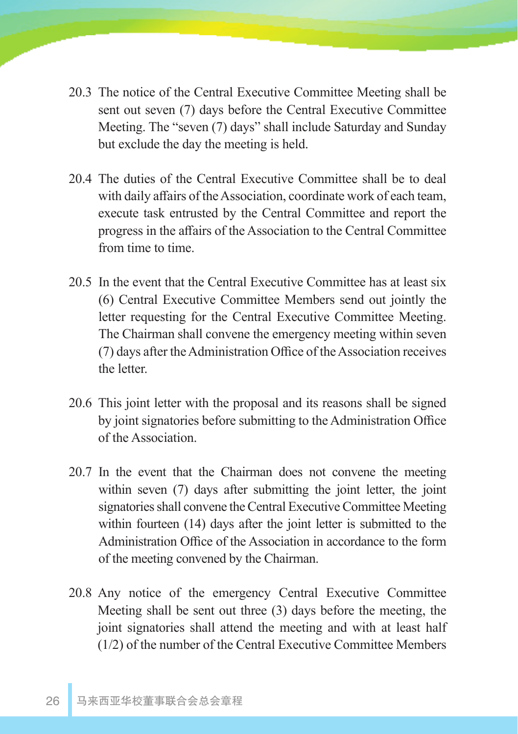20.3 The notice of the Central Executive Committee Meeting shall be sent out seven (7) days before the Central Executive Committee Meeting. The "seven (7) days" shall include Saturday and Sunday but exclude the day the meeting is held.

20.4 The duties of the Central Executive Committee shall be to deal with daily affairs of the Association, coordinate work of each team, execute task entrusted by the Central Committee and report the progress in the affairs of the Association to the Central Committee from time to time.

20.5 In the event that the Central Executive Committee has at least six (6) Central Executive Committee Members send out jointly the letter requesting for the Central Executive Committee Meeting. The Chairman shall convene the emergency meeting within seven (7) days after the Administration Office of the Association receives the letter.

20.6 This joint letter with the proposal and its reasons shall be signed by joint signatories before submitting to the Administration Office of the Association.

20.7 In the event that the Chairman does not convene the meeting within seven (7) days after submitting the joint letter, the joint signatories shall convene the Central Executive Committee Meeting within fourteen (14) days after the joint letter is submitted to the Administration Office of the Association in accordance to the form of the meeting convened by the Chairman.

20.8 Any notice of the emergency Central Executive Committee Meeting shall be sent out three (3) days before the meeting, the joint signatories shall attend the meeting and with at least half (1/2) of the number of the Central Executive Committee Members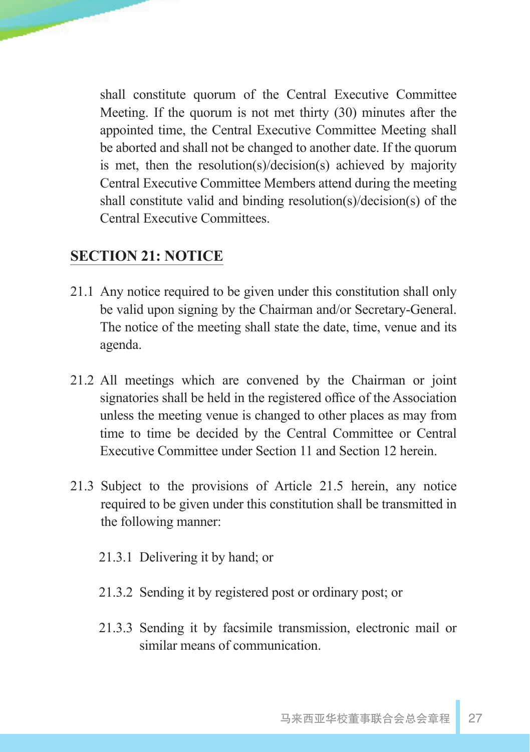shall constitute quorum of the Central Executive Committee Meeting. If the quorum is not met thirty (30) minutes after the appointed time, the Central Executive Committee Meeting shall be aborted and shall not be changed to another date. If the quorum is met, then the resolution(s)/decision(s) achieved by majority Central Executive Committee Members attend during the meeting shall constitute valid and binding resolution(s)/decision(s) of the Central Executive Committees.

## SECTION 21: NOTICE

21.1 Any notice required to be given under this constitution shall only be valid upon signing by the Chairman and/or Secretary-General. The notice of the meeting shall state the date, time, venue and its agenda.

21.2 All meetings which are convened by the Chairman or joint signatories shall be held in the registered office of the Association unless the meeting venue is changed to other places as may from time to time be decided by the Central Committee or Central Executive Committee under Section 11 and Section 12 herein.

21.3 Subject to the provisions of Article 21.5 herein, any notice required to be given under this constitution shall be transmitted in the following manner:

21.3.1 Delivering it by hand; or

21.3.2 Sending it by registered post or ordinary post; or

21.3.3 Sending it by facsimile transmission, electronic mail or similar means of communication.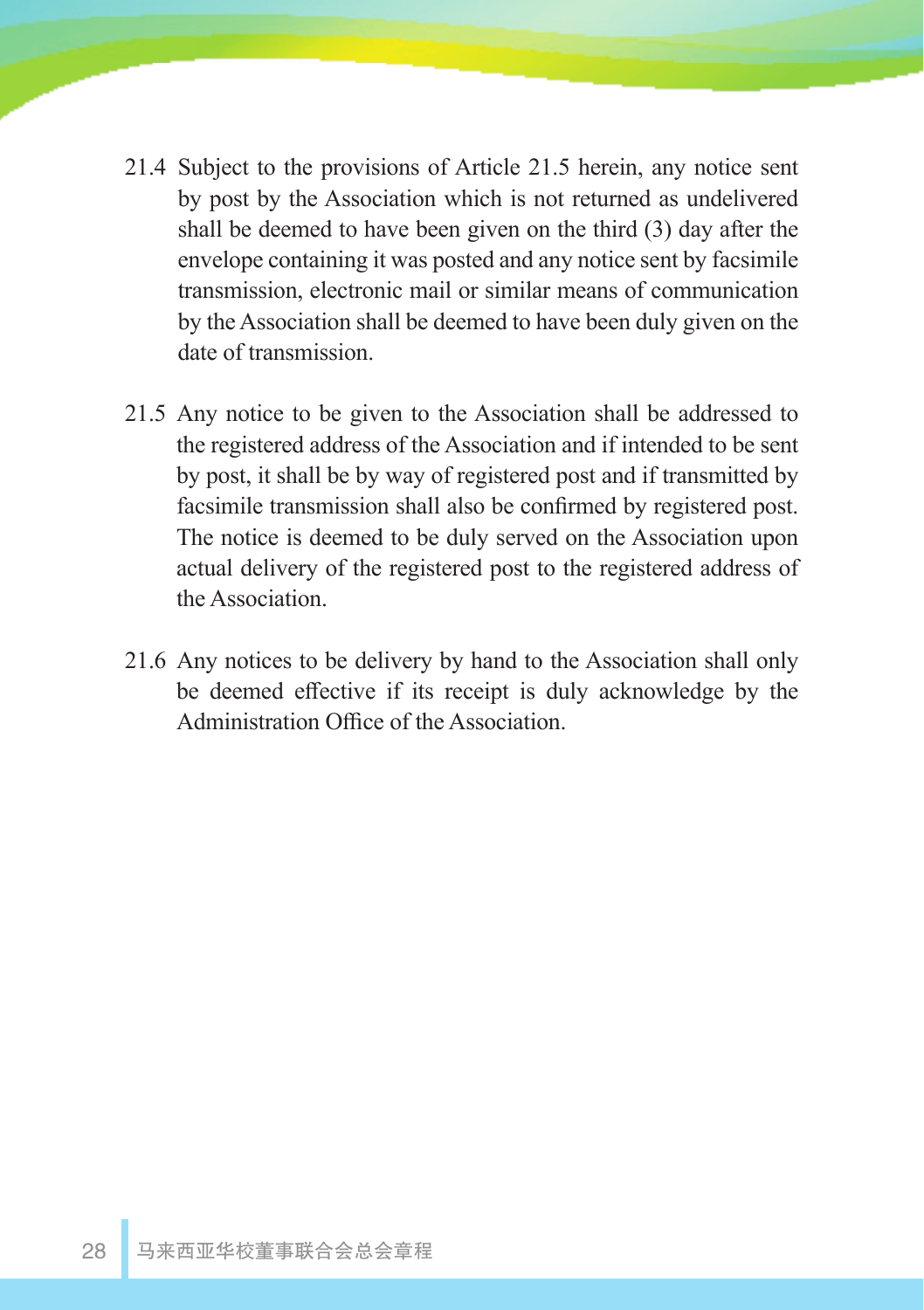21.4 Subject to the provisions of Article 21.5 herein, any notice sent by post by the Association which is not returned as undelivered shall be deemed to have been given on the third (3) day after the envelope containing it was posted and any notice sent by facsimile transmission, electronic mail or similar means of communication by the Association shall be deemed to have been duly given on the date of transmission.

21.5 Any notice to be given to the Association shall be addressed to the registered address of the Association and if intended to be sent by post, it shall be by way of registered post and if transmitted by facsimile transmission shall also be confirmed by registered post. The notice is deemed to be duly served on the Association upon actual delivery of the registered post to the registered address of the Association.

21.6 Any notices to be delivery by hand to the Association shall only be deemed effective if its receipt is duly acknowledge by the Administration Office of the Association.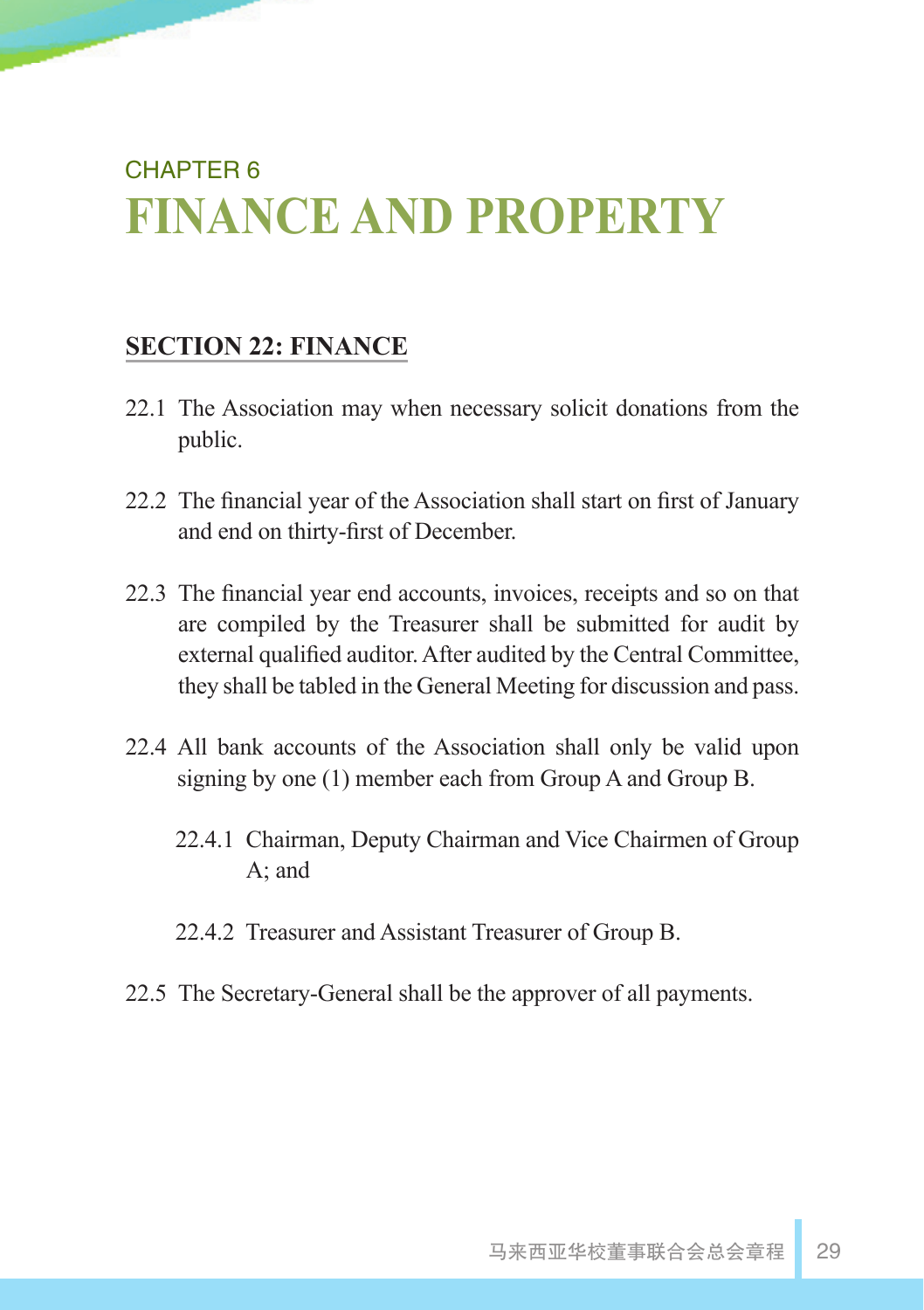CHAPTER 6

# FINANCE AND PROPERTY

## SECTION 22: FINANCE

22.1 The Association may when necessary solicit donations from the public.

22.2 The financial year of the Association shall start on first of January and end on thirty-first of December.

22.3 The financial year end accounts, invoices, receipts and so on that are compiled by the Treasurer shall be submitted for audit by external qualified auditor. After audited by the Central Committee, they shall be tabled in the General Meeting for discussion and pass.

22.4 All bank accounts of the Association shall only be valid upon signing by one (1) member each from Group A and Group B.

- 22.4.1 Chairman, Deputy Chairman and Vice Chairmen of Group A; and
- 22.4.2 Treasurer and Assistant Treasurer of Group B.

22.5 The Secretary-General shall be the approver of all payments.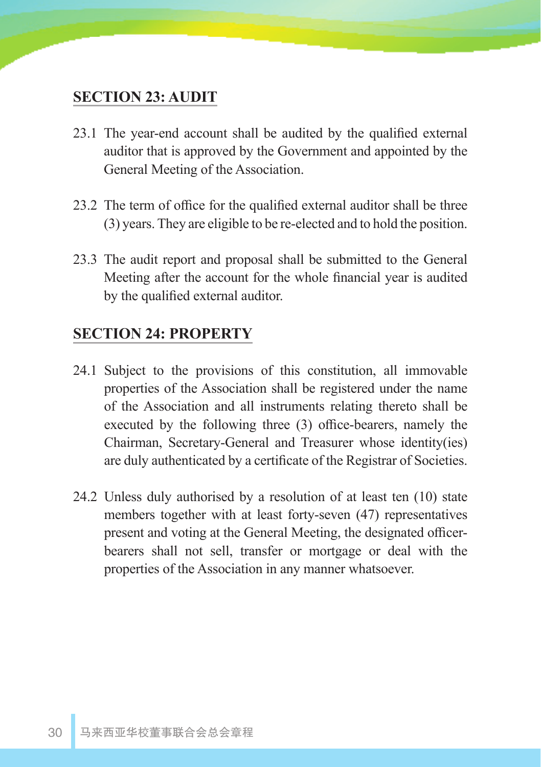## SECTION 23: AUDIT

23.1 The year-end account shall be audited by the qualified external auditor that is approved by the Government and appointed by the General Meeting of the Association.

23.2 The term of office for the qualified external auditor shall be three (3) years. They are eligible to be re-elected and to hold the position.

23.3 The audit report and proposal shall be submitted to the General Meeting after the account for the whole financial year is audited by the qualified external auditor.

## SECTION 24: PROPERTY

24.1 Subject to the provisions of this constitution, all immovable properties of the Association shall be registered under the name of the Association and all instruments relating thereto shall be executed by the following three (3) office-bearers, namely the Chairman, Secretary-General and Treasurer whose identity(ies) are duly authenticated by a certificate of the Registrar of Societies.

24.2 Unless duly authorised by a resolution of at least ten (10) state members together with at least forty-seven (47) representatives present and voting at the General Meeting, the designated officer-bearers shall not sell, transfer or mortgage or deal with the properties of the Association in any manner whatsoever.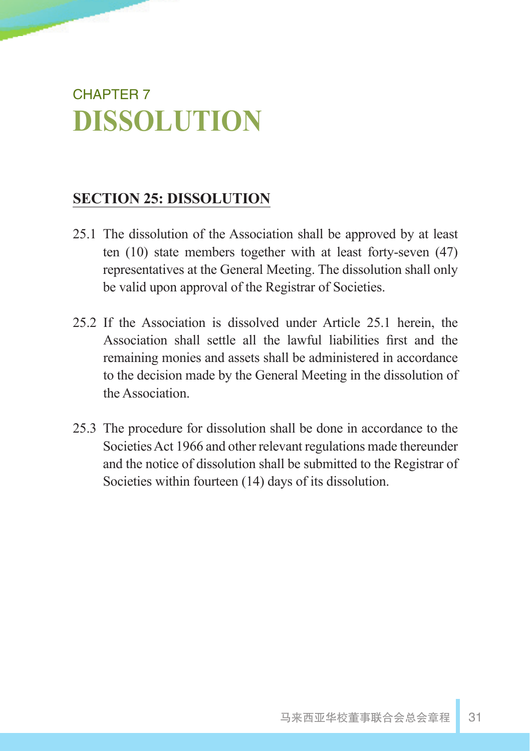CHAPTER 7

# DISSOLUTION

## SECTION 25: DISSOLUTION

25.1 The dissolution of the Association shall be approved by at least ten (10) state members together with at least forty-seven (47) representatives at the General Meeting. The dissolution shall only be valid upon approval of the Registrar of Societies.

25.2 If the Association is dissolved under Article 25.1 herein, the Association shall settle all the lawful liabilities first and the remaining monies and assets shall be administered in accordance to the decision made by the General Meeting in the dissolution of the Association.

25.3 The procedure for dissolution shall be done in accordance to the Societies Act 1966 and other relevant regulations made thereunder and the notice of dissolution shall be submitted to the Registrar of Societies within fourteen (14) days of its dissolution.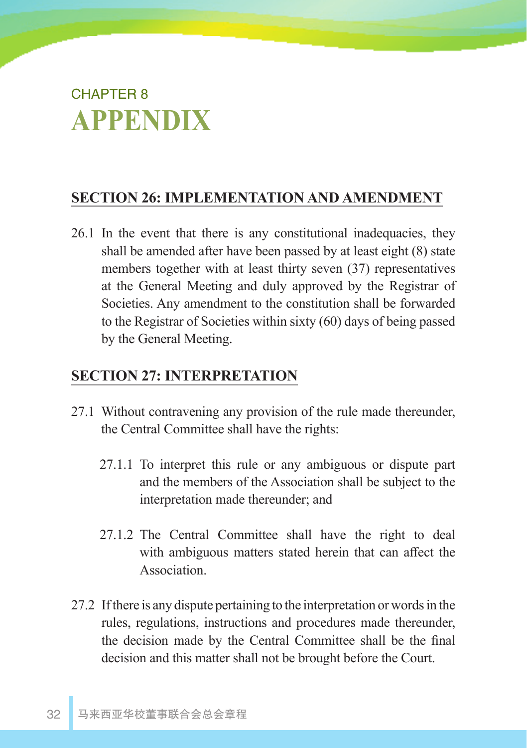CHAPTER 8

# APPENDIX

## SECTION 26: IMPLEMENTATION AND AMENDMENT

26.1 In the event that there is any constitutional inadequacies, they shall be amended after have been passed by at least eight (8) state members together with at least thirty seven (37) representatives at the General Meeting and duly approved by the Registrar of Societies. Any amendment to the constitution shall be forwarded to the Registrar of Societies within sixty (60) days of being passed by the General Meeting.

## SECTION 27: INTERPRETATION

27.1 Without contravening any provision of the rule made thereunder, the Central Committee shall have the rights:

27.1.1 To interpret this rule or any ambiguous or dispute part and the members of the Association shall be subject to the interpretation made thereunder; and

27.1.2 The Central Committee shall have the right to deal with ambiguous matters stated herein that can affect the Association.

27.2 If there is any dispute pertaining to the interpretation or words in the rules, regulations, instructions and procedures made thereunder, the decision made by the Central Committee shall be the final decision and this matter shall not be brought before the Court.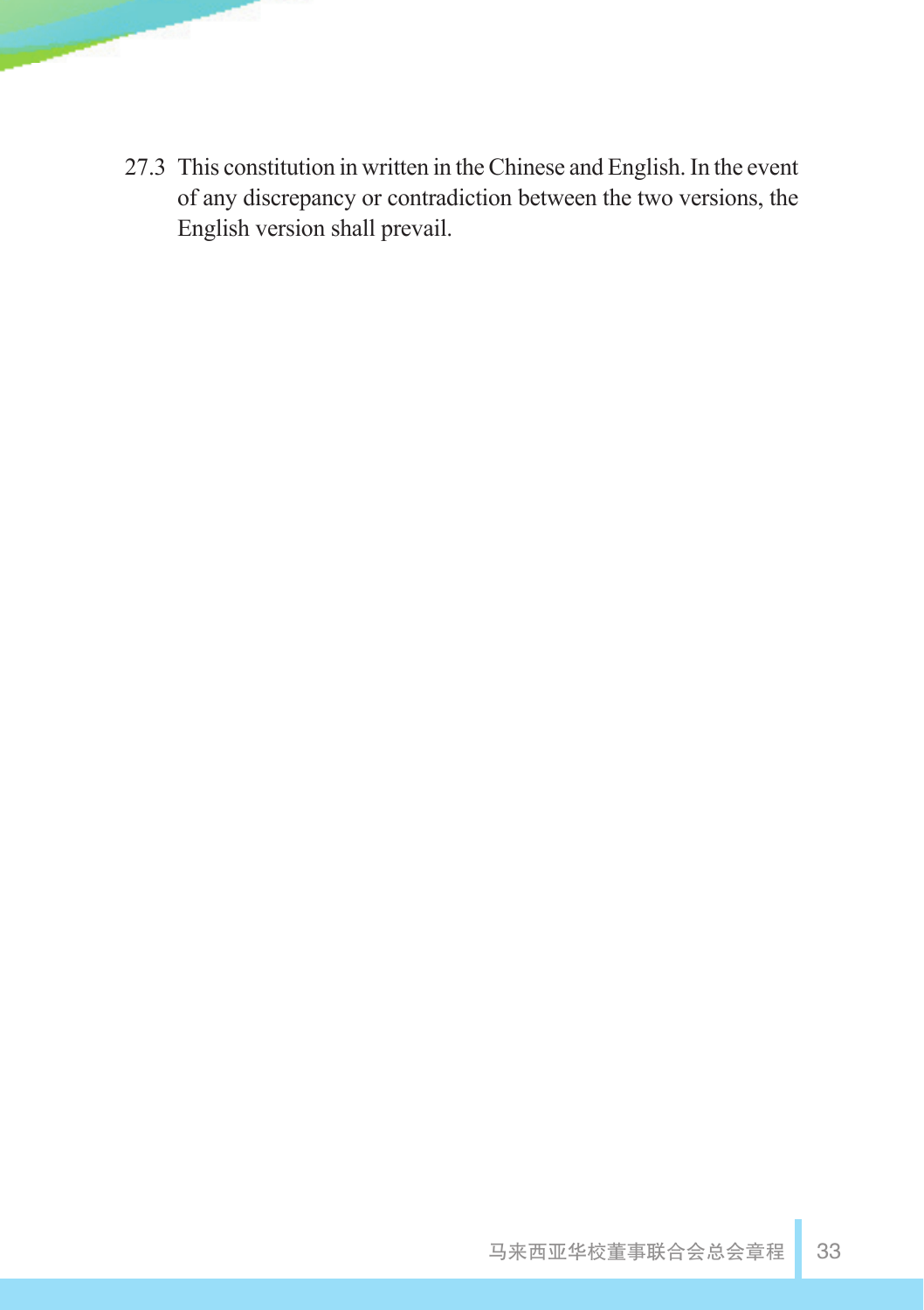27.3 This constitution in written in the Chinese and English. In the event of any discrepancy or contradiction between the two versions, the English version shall prevail.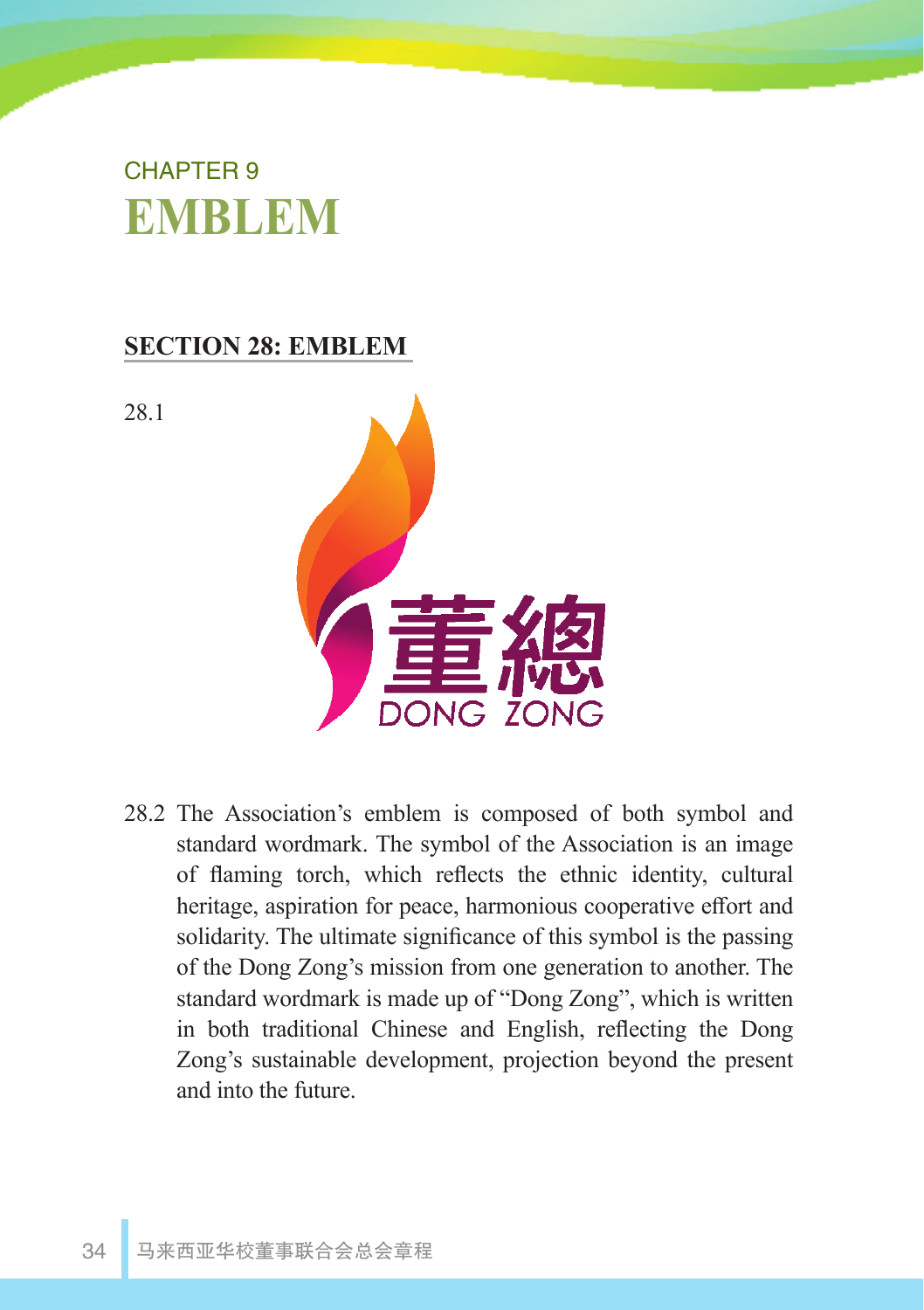CHAPTER 9

# EMBLEM

## SECTION 28: EMBLEM

28.1

28.2 The Association's emblem is composed of both symbol and standard wordmark. The symbol of the Association is an image of flaming torch, which reflects the ethnic identity, cultural heritage, aspiration for peace, harmonious cooperative effort and solidarity. The ultimate significance of this symbol is the passing of the Dong Zong's mission from one generation to another. The standard wordmark is made up of "Dong Zong", which is written in both traditional Chinese and English, reflecting the Dong Zong's sustainable development, projection beyond the present and into the future.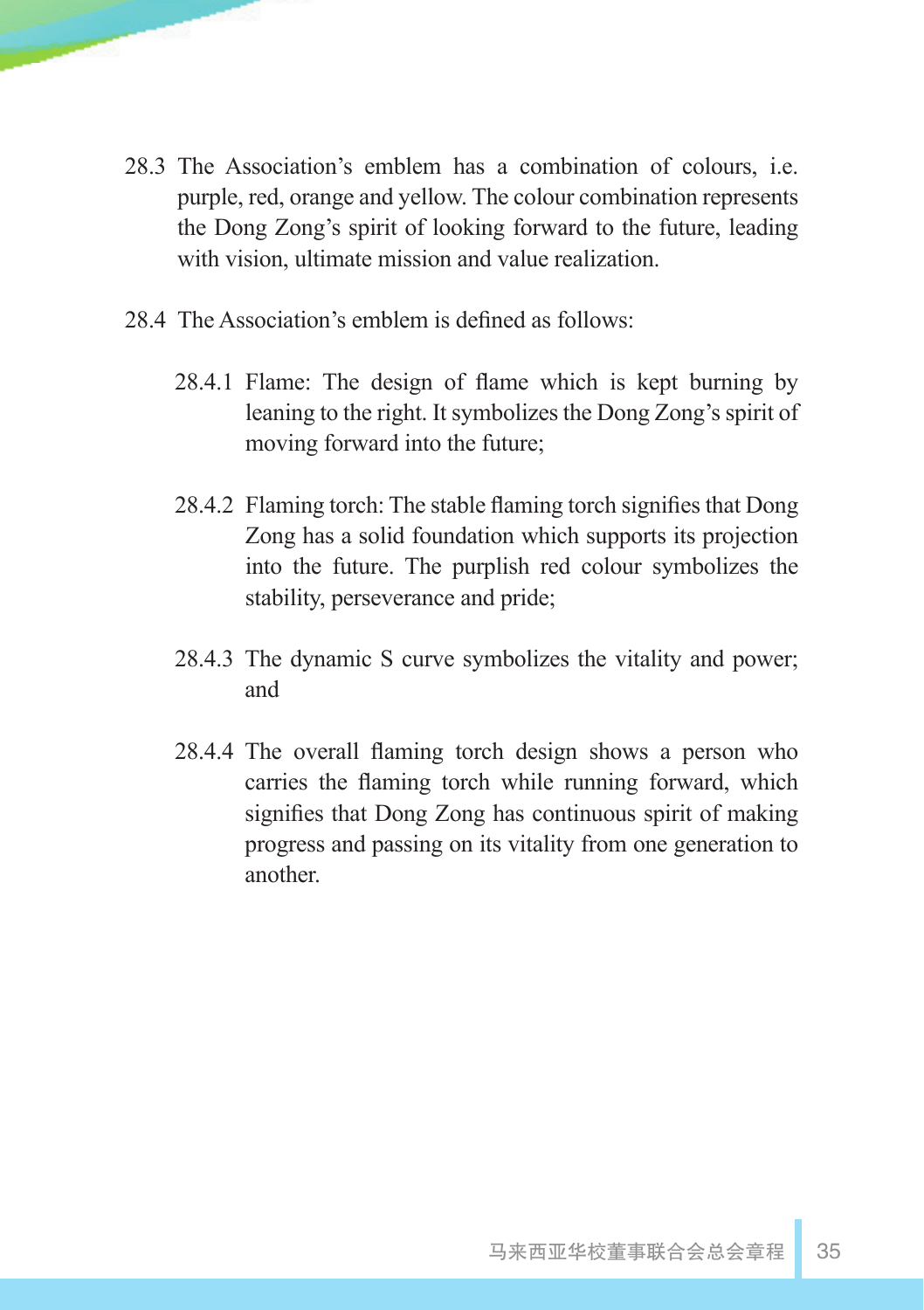28.3 The Association's emblem has a combination of colours, i.e. purple, red, orange and yellow. The colour combination represents the Dong Zong's spirit of looking forward to the future, leading with vision, ultimate mission and value realization.

28.4 The Association's emblem is defined as follows:

28.4.1 Flame: The design of flame which is kept burning by leaning to the right. It symbolizes the Dong Zong's spirit of moving forward into the future;

28.4.2 Flaming torch: The stable flaming torch signifies that Dong Zong has a solid foundation which supports its projection into the future. The purplish red colour symbolizes the stability, perseverance and pride;

28.4.3 The dynamic S curve symbolizes the vitality and power; and

28.4.4 The overall flaming torch design shows a person who carries the flaming torch while running forward, which signifies that Dong Zong has continuous spirit of making progress and passing on its vitality from one generation to another.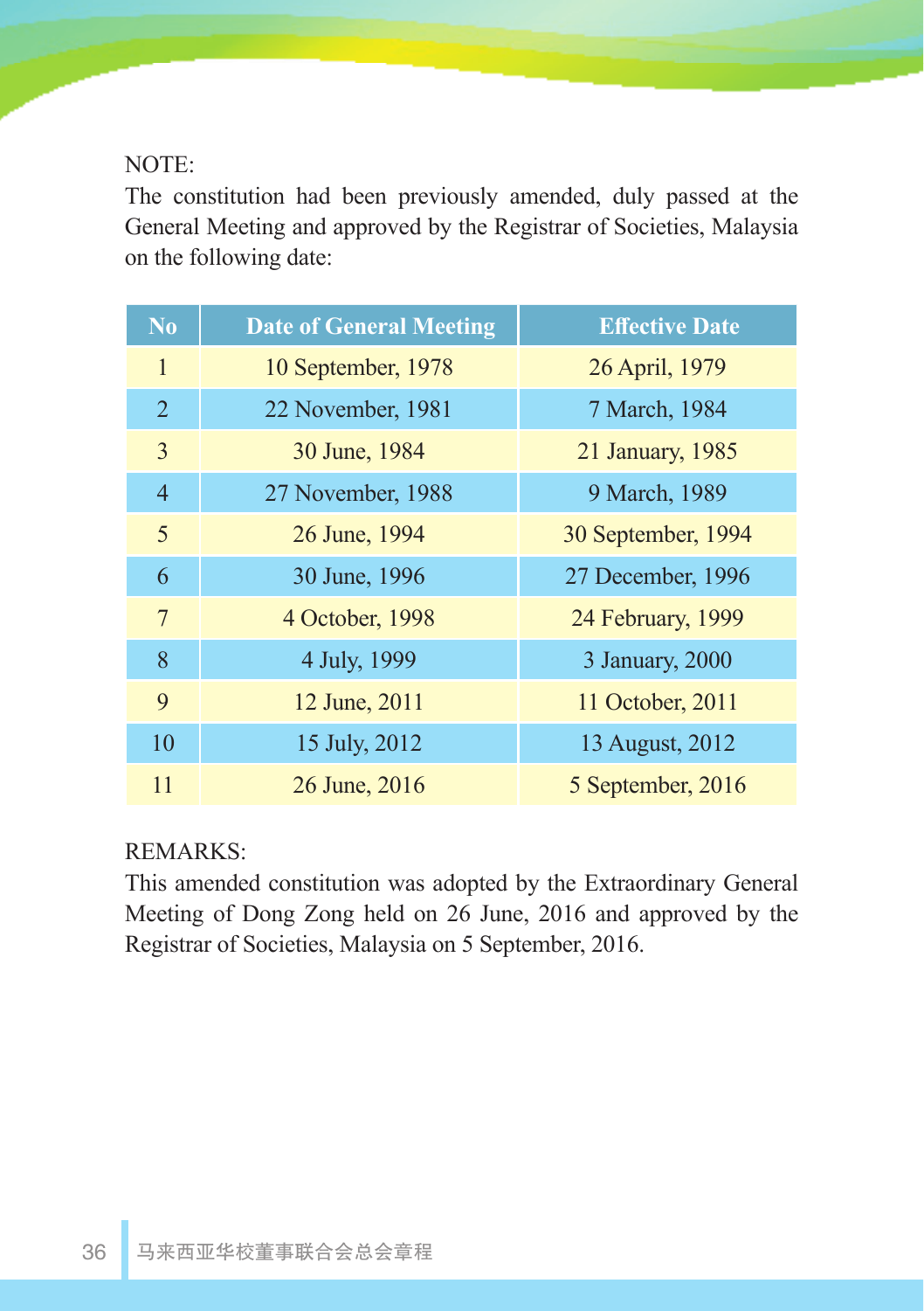NOTE:

The constitution had been previously amended, duly passed at the General Meeting and approved by the Registrar of Societies, Malaysia on the following date:

| No | Date of General Meeting | Effective Date |
|---|---|---|
| 1 | 10 September, 1978 | 26 April, 1979 |
| 2 | 22 November, 1981 | 7 March, 1984 |
| 3 | 30 June, 1984 | 21 January, 1985 |
| 4 | 27 November, 1988 | 9 March, 1989 |
| 5 | 26 June, 1994 | 30 September, 1994 |
| 6 | 30 June, 1996 | 27 December, 1996 |
| 7 | 4 October, 1998 | 24 February, 1999 |
| 8 | 4 July, 1999 | 3 January, 2000 |
| 9 | 12 June, 2011 | 11 October, 2011 |
| 10 | 15 July, 2012 | 13 August, 2012 |
| 11 | 26 June, 2016 | 5 September, 2016 |

REMARKS:

This amended constitution was adopted by the Extraordinary General Meeting of Dong Zong held on 26 June, 2016 and approved by the Registrar of Societies, Malaysia on 5 September, 2016.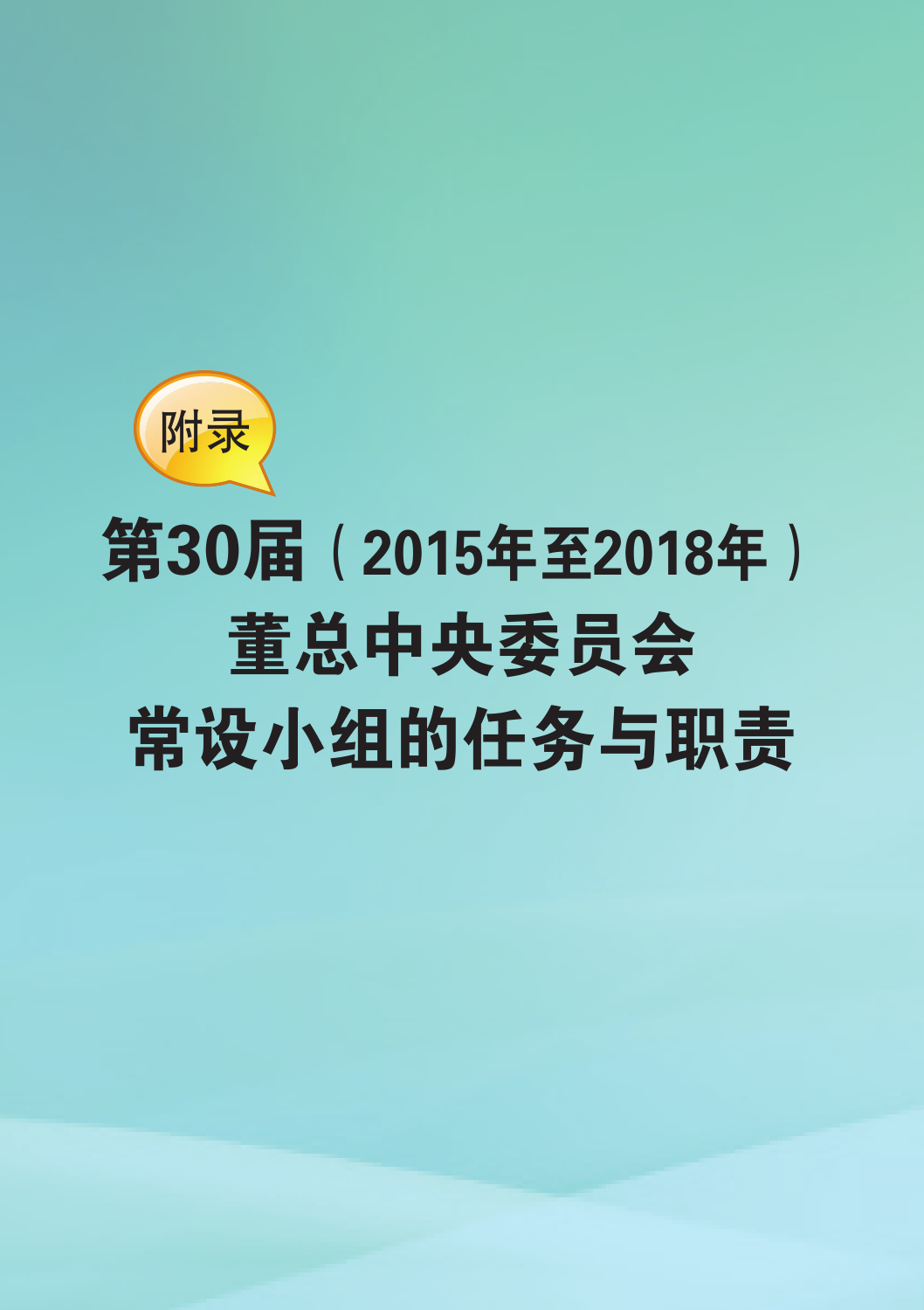附录

# 第30届（2015年至2018年）董总中央委员会常设小组的任务与职责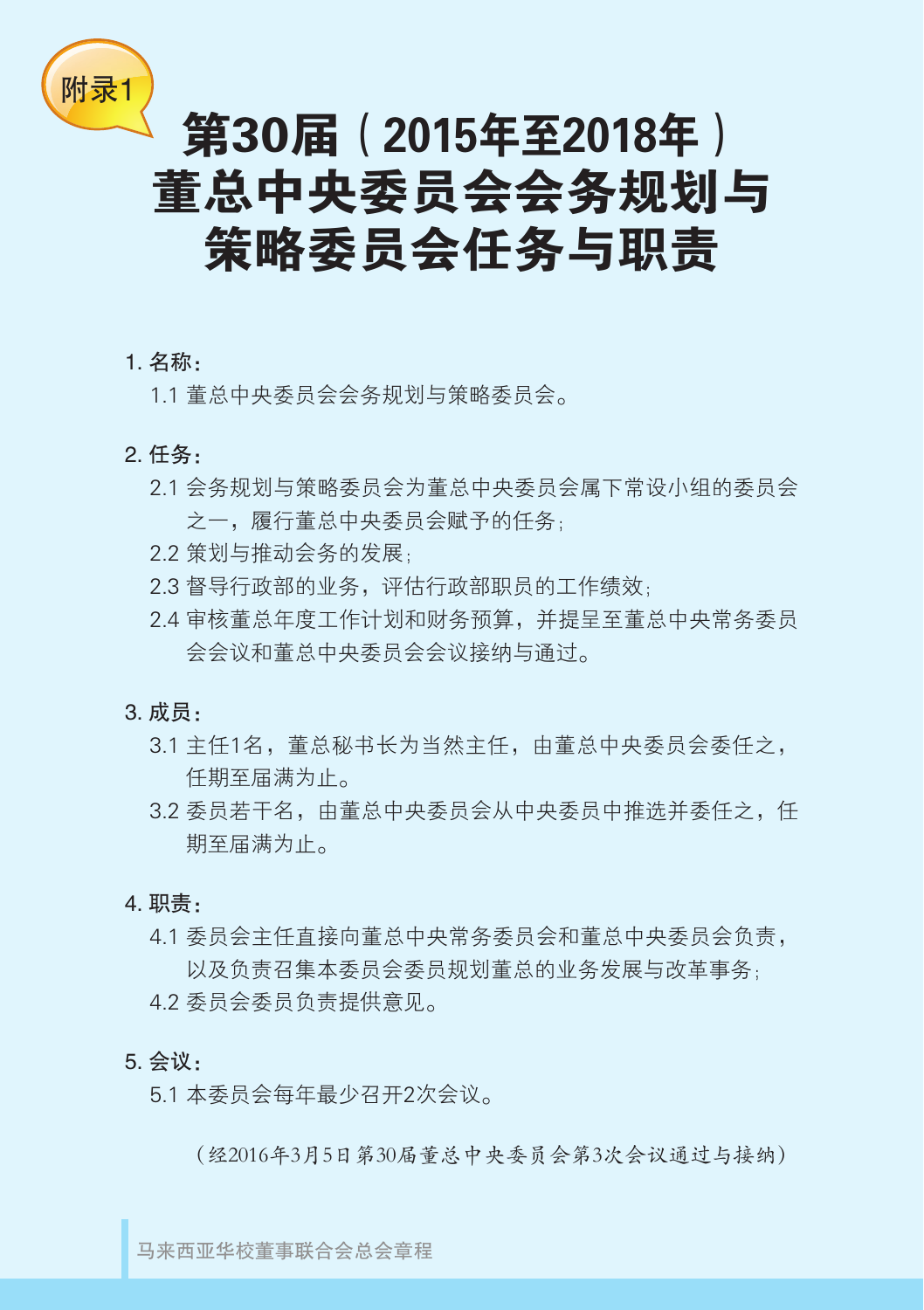附录1

# 第30届（2015年至2018年）董总中央委员会会务规划与策略委员会任务与职责

**1. 名称：**

1.1 董总中央委员会会务规划与策略委员会。

**2. 任务：**

2.1 会务规划与策略委员会为董总中央委员会属下常设小组的委员会之一，履行董总中央委员会赋予的任务；

2.2 策划与推动会务的发展；

2.3 督导行政部的业务，评估行政部职员的工作绩效；

2.4 审核董总年度工作计划和财务预算，并提呈至董总中央常务委员会会议和董总中央委员会会议接纳与通过。

**3. 成员：**

3.1 主任1名，董总秘书长为当然主任，由董总中央委员会委任之，任期至届满为止。

3.2 委员若干名，由董总中央委员会从中央委员中推选并委任之，任期至届满为止。

**4. 职责：**

4.1 委员会主任直接向董总中央常务委员会和董总中央委员会负责，以及负责召集本委员会委员规划董总的业务发展与改革事务；

4.2 委员会委员负责提供意见。

**5. 会议：**

5.1 本委员会每年最少召开2次会议。

（经2016年3月5日第30届董总中央委员会第3次会议通过与接纳）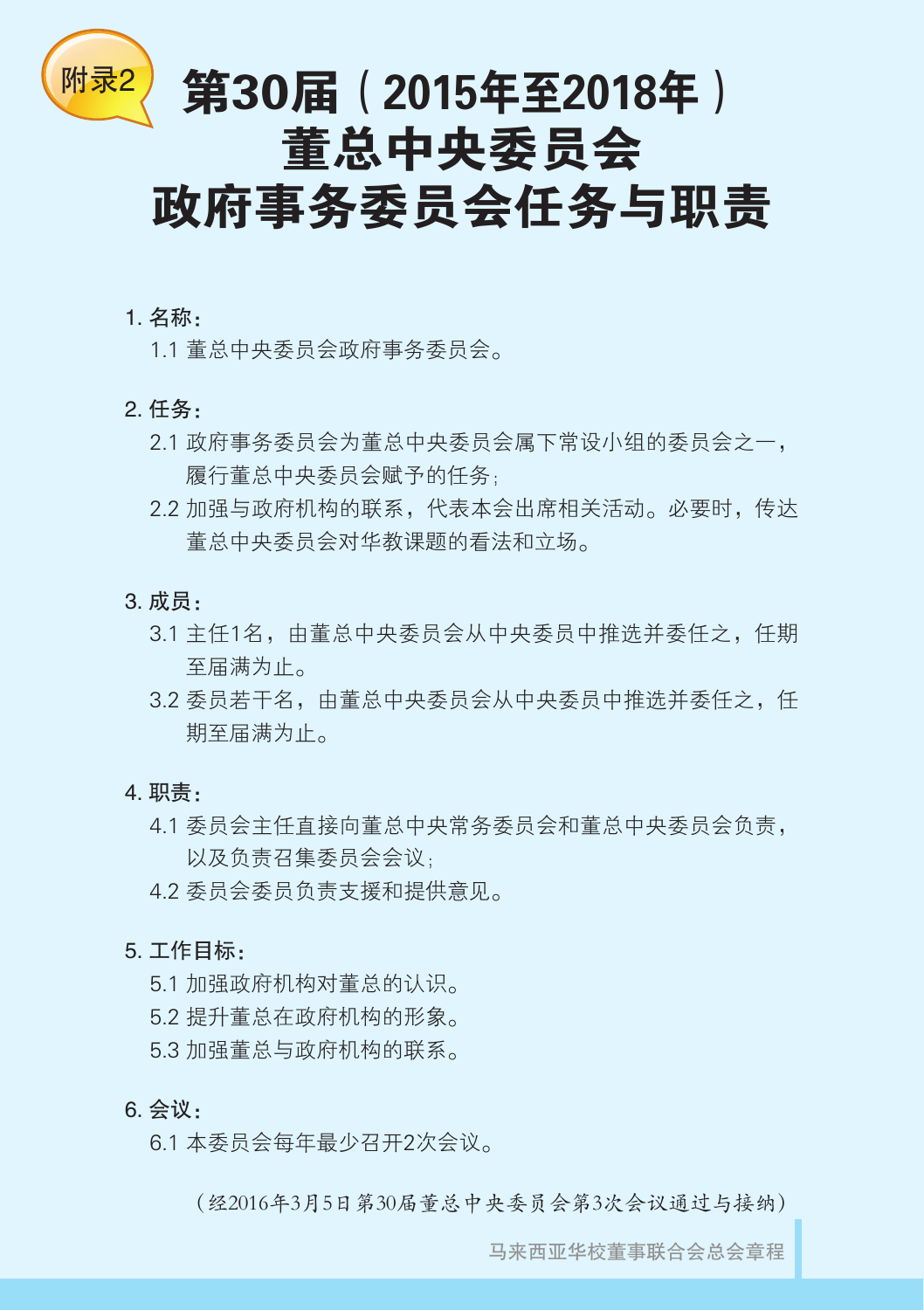附录2

# 第30届（2015年至2018年）董总中央委员会政府事务委员会任务与职责

1. 名称：

  1.1 董总中央委员会政府事务委员会。

2. 任务：

  2.1 政府事务委员会为董总中央委员会属下常设小组的委员会之一，履行董总中央委员会赋予的任务；

  2.2 加强与政府机构的联系，代表本会出席相关活动。必要时，传达董总中央委员会对华教课题的看法和立场。

3. 成员：

  3.1 主任1名，由董总中央委员会从中央委员中推选并委任之，任期至届满为止。

  3.2 委员若干名，由董总中央委员会从中央委员中推选并委任之，任期至届满为止。

4. 职责：

  4.1 委员会主任直接向董总中央常务委员会和董总中央委员会负责，以及负责召集委员会会议；

  4.2 委员会委员负责支援和提供意见。

5. 工作目标：

  5.1 加强政府机构对董总的认识。

  5.2 提升董总在政府机构的形象。

  5.3 加强董总与政府机构的联系。

6. 会议：

  6.1 本委员会每年最少召开2次会议。

（经2016年3月5日第30届董总中央委员会第3次会议通过与接纳）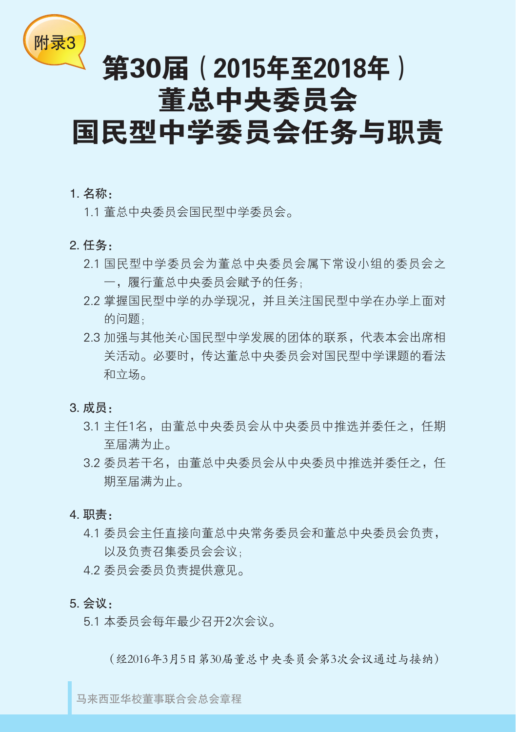附录3

# 第30届（2015年至2018年）董总中央委员会国民型中学委员会任务与职责

1. 名称：

   1.1 董总中央委员会国民型中学委员会。

2. 任务：

   2.1 国民型中学委员会为董总中央委员会属下常设小组的委员会之一，履行董总中央委员会赋予的任务；

   2.2 掌握国民型中学的办学现况，并且关注国民型中学在办学上面对的问题；

   2.3 加强与其他关心国民型中学发展的团体的联系，代表本会出席相关活动。必要时，传达董总中央委员会对国民型中学课题的看法和立场。

3. 成员：

   3.1 主任1名，由董总中央委员会从中央委员中推选并委任之，任期至届满为止。

   3.2 委员若干名，由董总中央委员会从中央委员中推选并委任之，任期至届满为止。

4. 职责：

   4.1 委员会主任直接向董总中央常务委员会和董总中央委员会负责，以及负责召集委员会会议；

   4.2 委员会委员负责提供意见。

5. 会议：

   5.1 本委员会每年最少召开2次会议。

（经2016年3月5日第30届董总中央委员会第3次会议通过与接纳）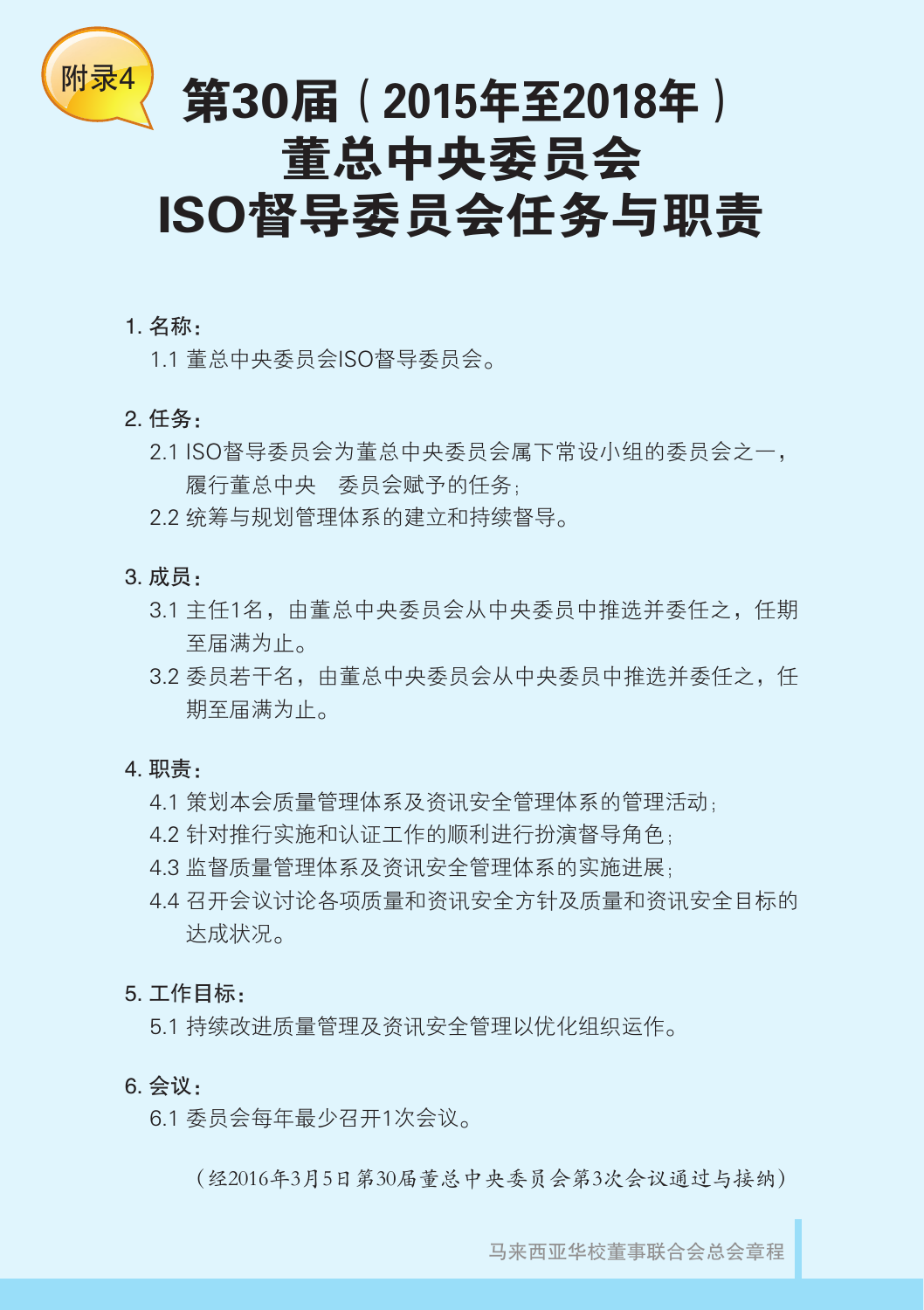附录4

# 第30届（2015年至2018年）董总中央委员会 ISO督导委员会任务与职责

**1. 名称：**

1.1 董总中央委员会ISO督导委员会。

**2. 任务：**

2.1 ISO督导委员会为董总中央委员会属下常设小组的委员会之一，履行董总中央　委员会赋予的任务；

2.2 统筹与规划管理体系的建立和持续督导。

**3. 成员：**

3.1 主任1名，由董总中央委员会从中央委员中推选并委任之，任期至届满为止。

3.2 委员若干名，由董总中央委员会从中央委员中推选并委任之，任期至届满为止。

**4. 职责：**

4.1 策划本会质量管理体系及资讯安全管理体系的管理活动；

4.2 针对推行实施和认证工作的顺利进行扮演督导角色；

4.3 监督质量管理体系及资讯安全管理体系的实施进展；

4.4 召开会议讨论各项质量和资讯安全方针及质量和资讯安全目标的达成状况。

**5. 工作目标：**

5.1 持续改进质量管理及资讯安全管理以优化组织运作。

**6. 会议：**

6.1 委员会每年最少召开1次会议。

（经2016年3月5日第30届董总中央委员会第3次会议通过与接纳）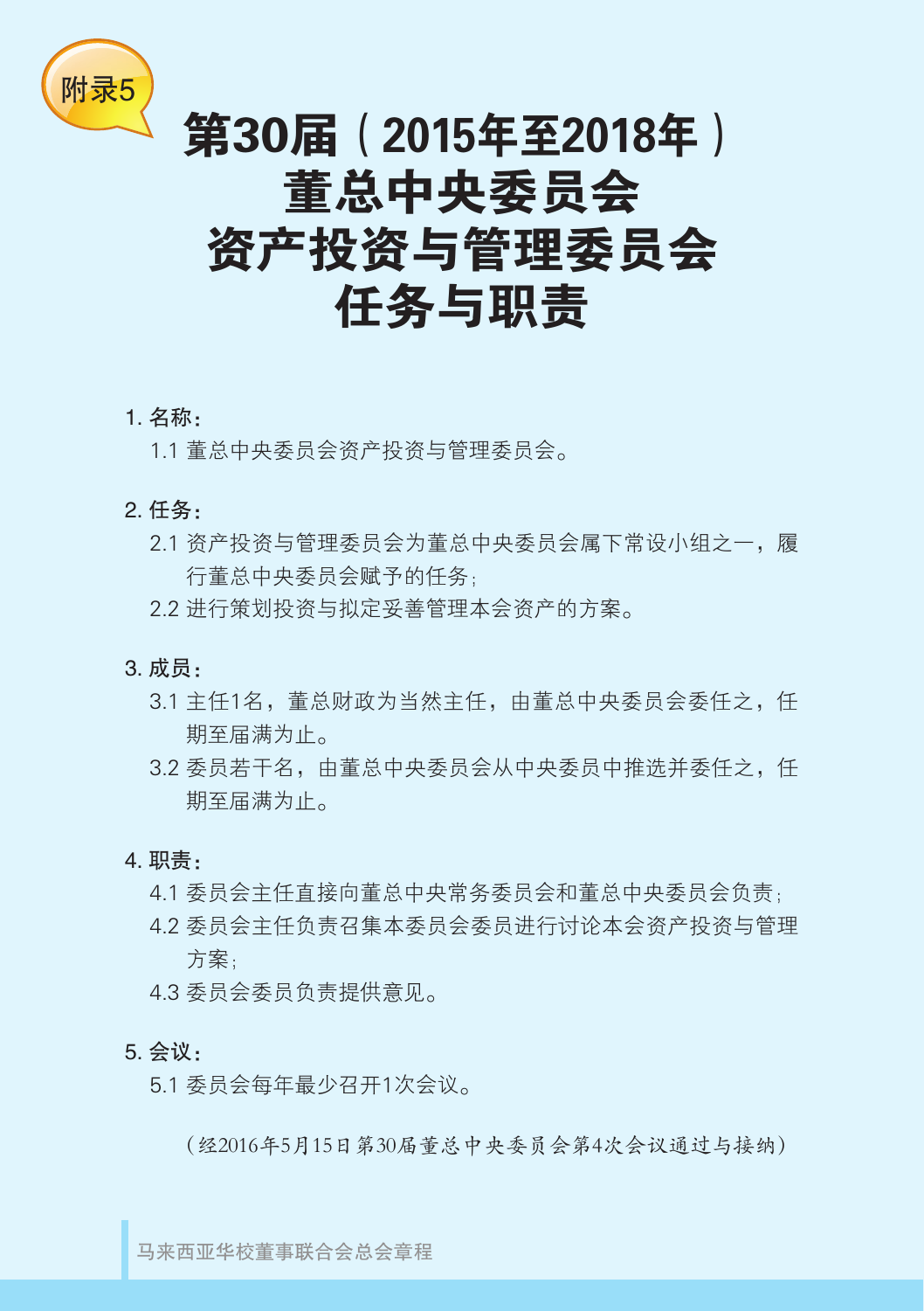附录5

# 第30届（2015年至2018年）董总中央委员会资产投资与管理委员会任务与职责

1. 名称：

   1.1 董总中央委员会资产投资与管理委员会。

2. 任务：

   2.1 资产投资与管理委员会为董总中央委员会属下常设小组之一，履行董总中央委员会赋予的任务；

   2.2 进行策划投资与拟定妥善管理本会资产的方案。

3. 成员：

   3.1 主任1名，董总财政为当然主任，由董总中央委员会委任之，任期至届满为止。

   3.2 委员若干名，由董总中央委员会从中央委员中推选并委任之，任期至届满为止。

4. 职责：

   4.1 委员会主任直接向董总中央常务委员会和董总中央委员会负责；

   4.2 委员会主任负责召集本委员会委员进行讨论本会资产投资与管理方案；

   4.3 委员会委员负责提供意见。

5. 会议：

   5.1 委员会每年最少召开1次会议。

（经2016年5月15日第30届董总中央委员会第4次会议通过与接纳）